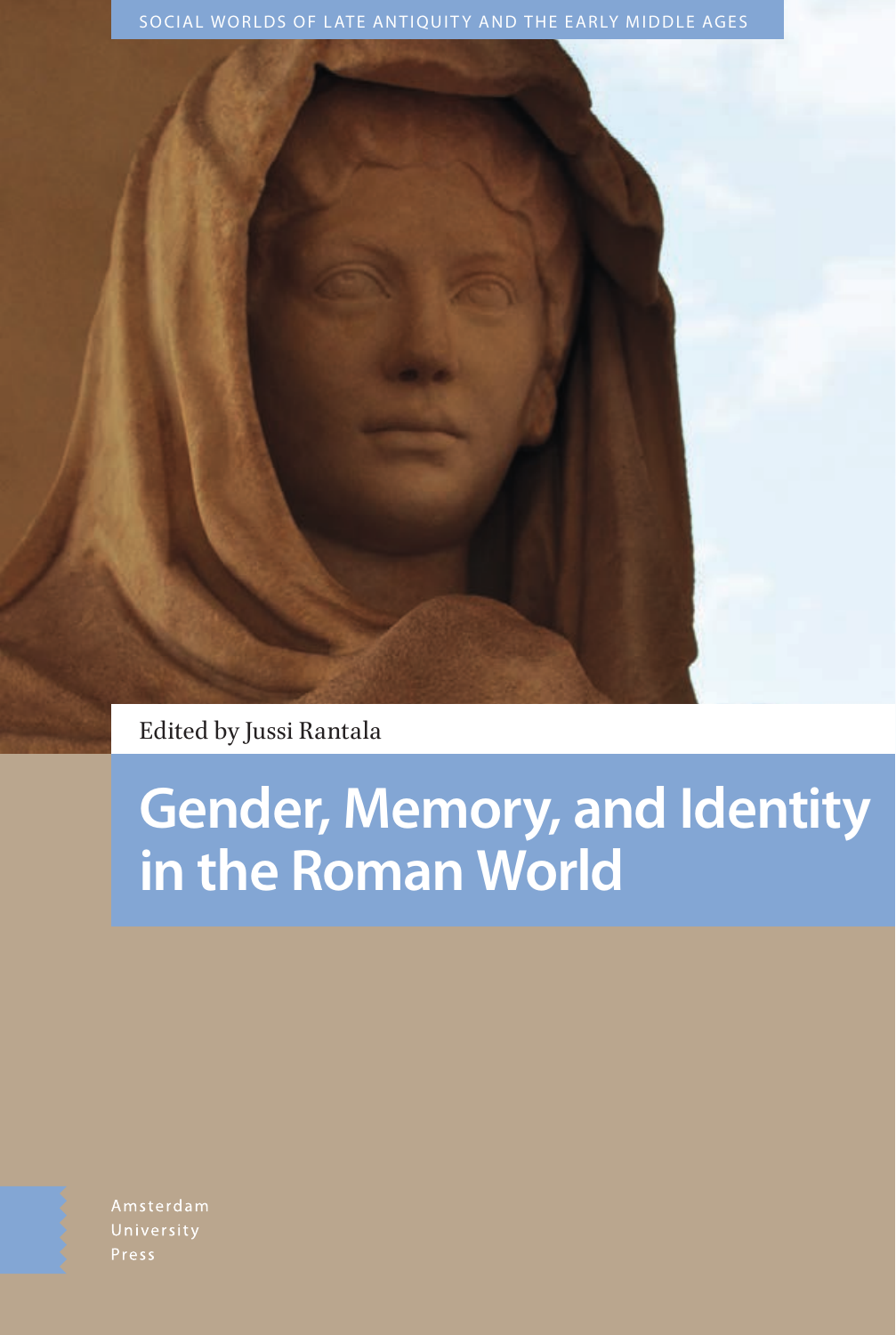SOCIAL WORLDS OF LATE ANTIQUITY AND THE EARLY MIDDLE AGES

Edited by Jussi Rantala

# Gender, Memory, and Identity in the Roman World

Amsterdam
University
Press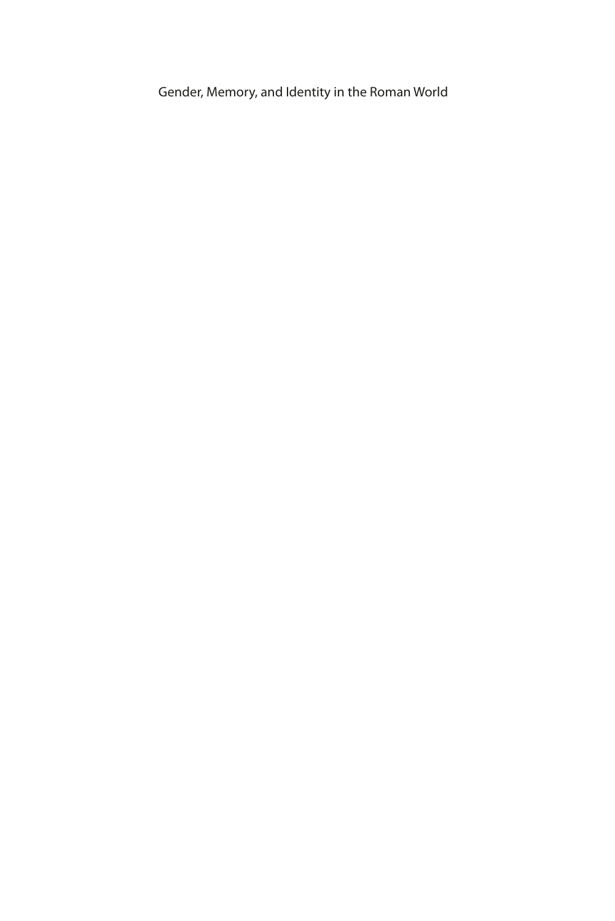Gender, Memory, and Identity in the Roman World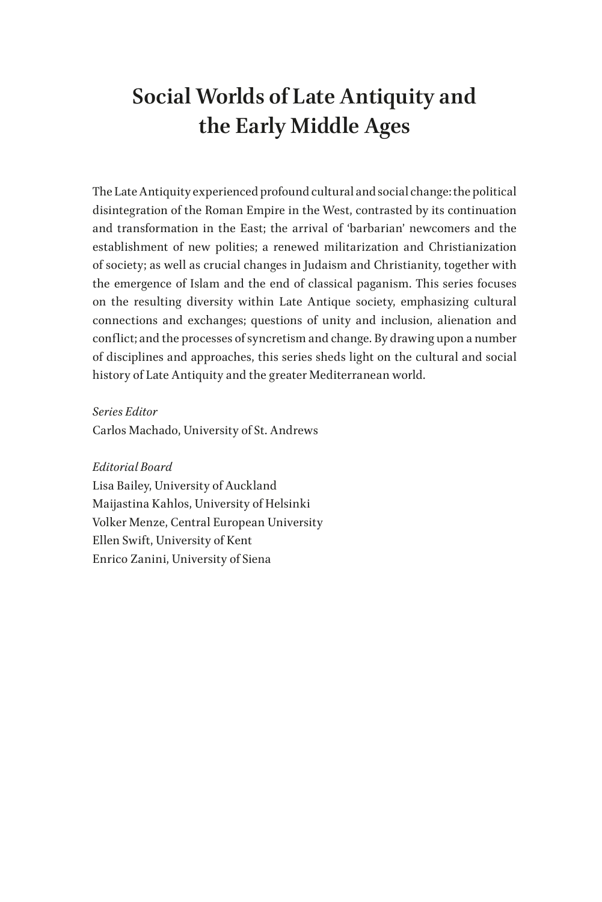# Social Worlds of Late Antiquity and the Early Middle Ages

The Late Antiquity experienced profound cultural and social change: the political disintegration of the Roman Empire in the West, contrasted by its continuation and transformation in the East; the arrival of 'barbarian' newcomers and the establishment of new polities; a renewed militarization and Christianization of society; as well as crucial changes in Judaism and Christianity, together with the emergence of Islam and the end of classical paganism. This series focuses on the resulting diversity within Late Antique society, emphasizing cultural connections and exchanges; questions of unity and inclusion, alienation and conflict; and the processes of syncretism and change. By drawing upon a number of disciplines and approaches, this series sheds light on the cultural and social history of Late Antiquity and the greater Mediterranean world.

*Series Editor*
Carlos Machado, University of St. Andrews

*Editorial Board*
Lisa Bailey, University of Auckland
Maijastina Kahlos, University of Helsinki
Volker Menze, Central European University
Ellen Swift, University of Kent
Enrico Zanini, University of Siena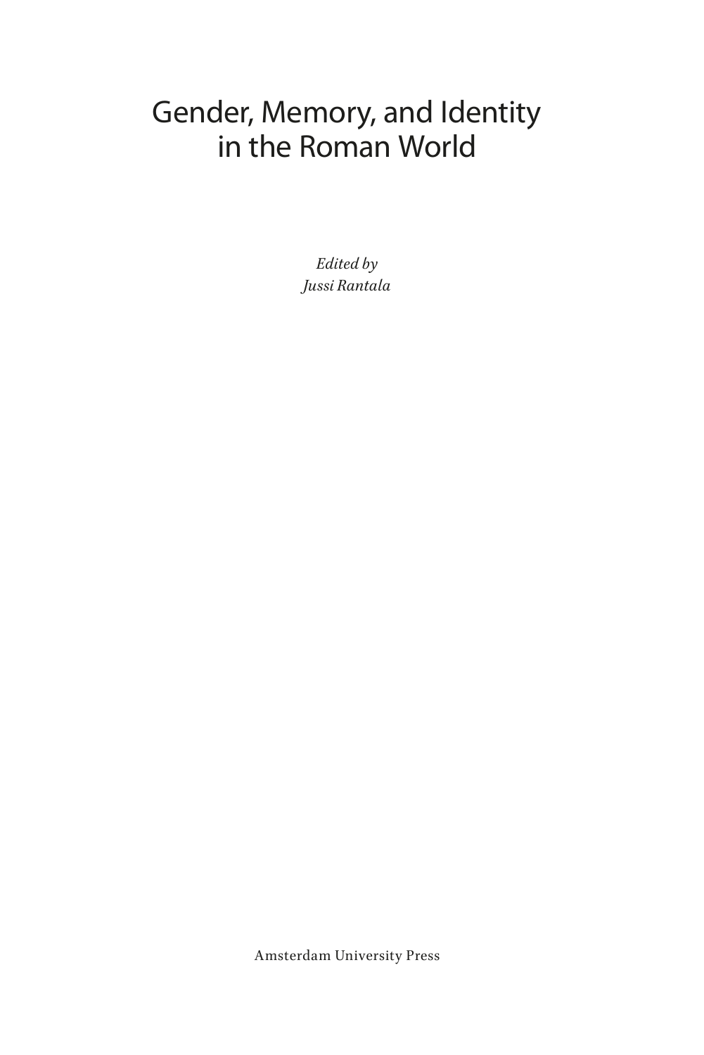# Gender, Memory, and Identity in the Roman World

*Edited by*
*Jussi Rantala*

Amsterdam University Press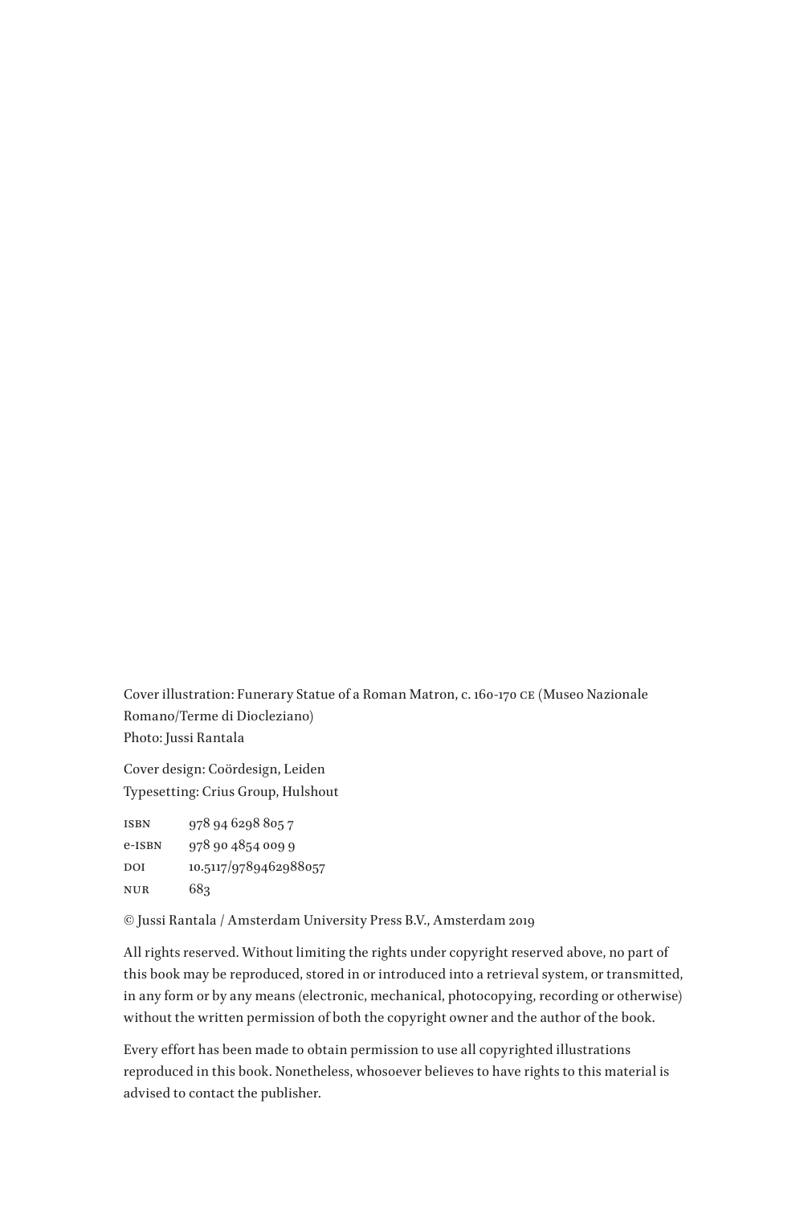Cover illustration: Funerary Statue of a Roman Matron, c. 160-170 CE (Museo Nazionale Romano/Terme di Diocleziano)
Photo: Jussi Rantala

Cover design: Coördesign, Leiden
Typesetting: Crius Group, Hulshout

| | |
|---|---|
| ISBN | 978 94 6298 805 7 |
| e-ISBN | 978 90 4854 009 9 |
| DOI | 10.5117/9789462988057 |
| NUR | 683 |

© Jussi Rantala / Amsterdam University Press B.V., Amsterdam 2019

All rights reserved. Without limiting the rights under copyright reserved above, no part of this book may be reproduced, stored in or introduced into a retrieval system, or transmitted, in any form or by any means (electronic, mechanical, photocopying, recording or otherwise) without the written permission of both the copyright owner and the author of the book.

Every effort has been made to obtain permission to use all copyrighted illustrations reproduced in this book. Nonetheless, whosoever believes to have rights to this material is advised to contact the publisher.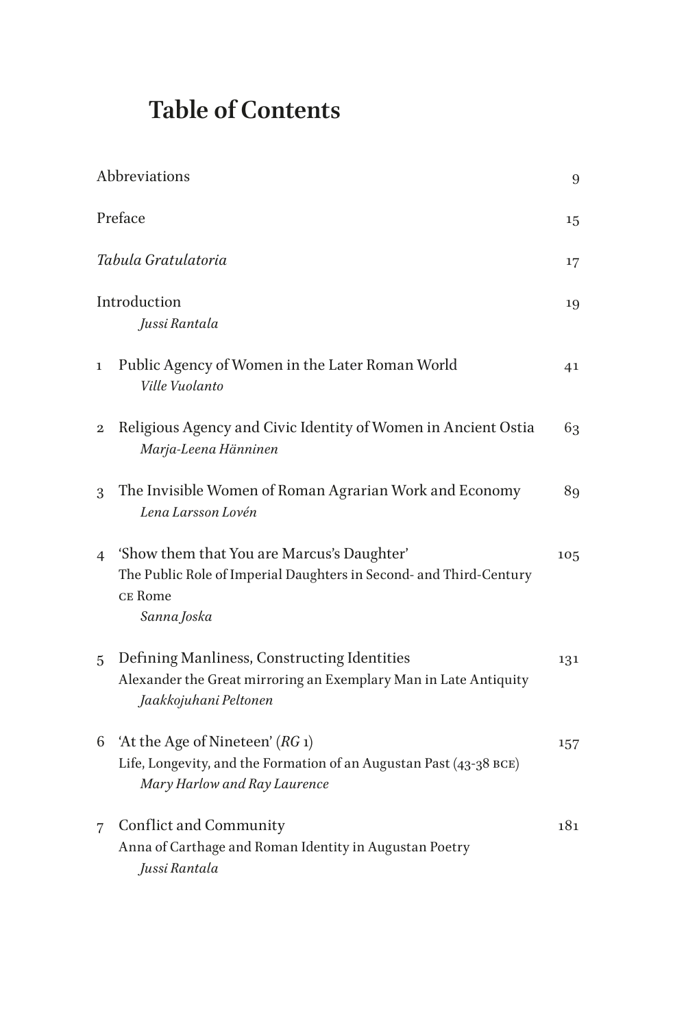# Table of Contents

Abbreviations 9

Preface 15

*Tabula Gratulatoria* 17

Introduction 19
*Jussi Rantala*

1 Public Agency of Women in the Later Roman World 41
*Ville Vuolanto*

2 Religious Agency and Civic Identity of Women in Ancient Ostia 63
*Marja-Leena Hänninen*

3 The Invisible Women of Roman Agrarian Work and Economy 89
*Lena Larsson Lovén*

4 'Show them that You are Marcus's Daughter' 105
The Public Role of Imperial Daughters in Second- and Third-Century CE Rome
*Sanna Joska*

5 Defining Manliness, Constructing Identities 131
Alexander the Great mirroring an Exemplary Man in Late Antiquity
*Jaakkojuhani Peltonen*

6 'At the Age of Nineteen' (*RG* 1) 157
Life, Longevity, and the Formation of an Augustan Past (43-38 BCE)
*Mary Harlow and Ray Laurence*

7 Conflict and Community 181
Anna of Carthage and Roman Identity in Augustan Poetry
*Jussi Rantala*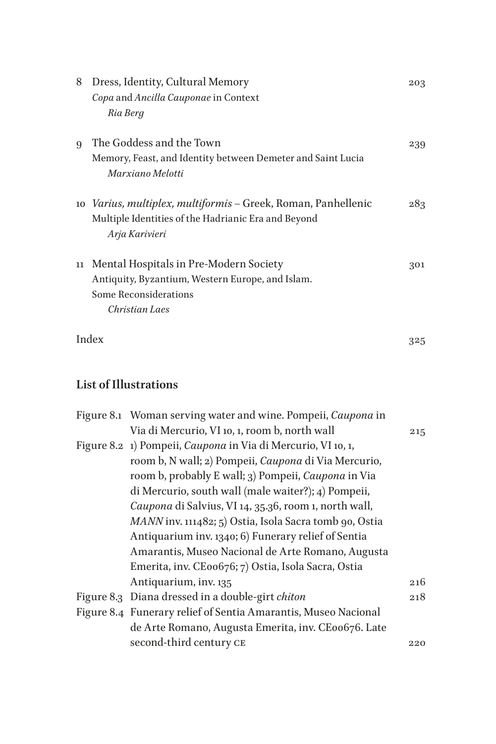8 Dress, Identity, Cultural Memory 203
*Copa* and *Ancilla Cauponae* in Context
*Ria Berg*

9 The Goddess and the Town 239
Memory, Feast, and Identity between Demeter and Saint Lucia
*Marxiano Melotti*

10 *Varius, multiplex, multiformis* – Greek, Roman, Panhellenic 283
Multiple Identities of the Hadrianic Era and Beyond
*Arja Karivieri*

11 Mental Hospitals in Pre-Modern Society 301
Antiquity, Byzantium, Western Europe, and Islam.
Some Reconsiderations
*Christian Laes*

Index 325

## List of Illustrations

Figure 8.1 Woman serving water and wine. Pompeii, *Caupona* in Via di Mercurio, VI 10, 1, room b, north wall 215

Figure 8.2 1) Pompeii, *Caupona* in Via di Mercurio, VI 10, 1, room b, N wall; 2) Pompeii, *Caupona* di Via Mercurio, room b, probably E wall; 3) Pompeii, *Caupona* in Via di Mercurio, south wall (male waiter?); 4) Pompeii, *Caupona* di Salvius, VI 14, 35.36, room 1, north wall, *MANN* inv. 111482; 5) Ostia, Isola Sacra tomb 90, Ostia Antiquarium inv. 1340; 6) Funerary relief of Sentia Amarantis, Museo Nacional de Arte Romano, Augusta Emerita, inv. CE00676; 7) Ostia, Isola Sacra, Ostia Antiquarium, inv. 135 216

Figure 8.3 Diana dressed in a double-girt *chiton* 218

Figure 8.4 Funerary relief of Sentia Amarantis, Museo Nacional de Arte Romano, Augusta Emerita, inv. CE00676. Late second-third century CE 220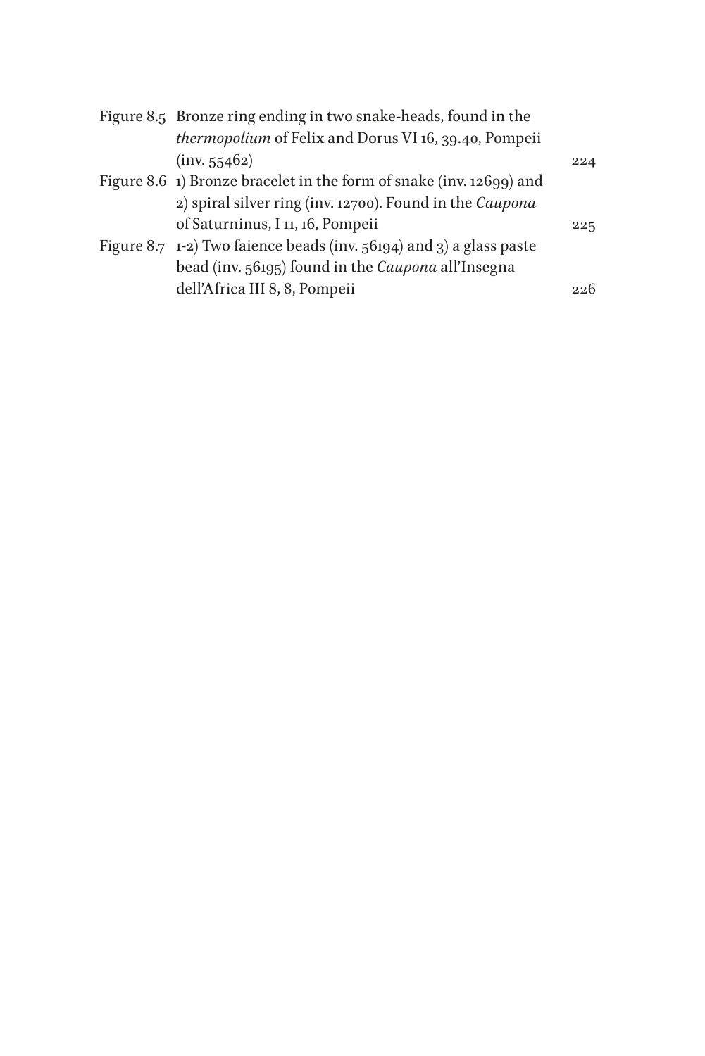| | | |
|---|---|---|
| Figure 8.5 | Bronze ring ending in two snake-heads, found in the *thermopolium* of Felix and Dorus VI 16, 39.40, Pompeii (inv. 55462) | 224 |
| Figure 8.6 | 1) Bronze bracelet in the form of snake (inv. 12699) and 2) spiral silver ring (inv. 12700). Found in the *Caupona* of Saturninus, I 11, 16, Pompeii | 225 |
| Figure 8.7 | 1-2) Two faience beads (inv. 56194) and 3) a glass paste bead (inv. 56195) found in the *Caupona* all'Insegna dell'Africa III 8, 8, Pompeii | 226 |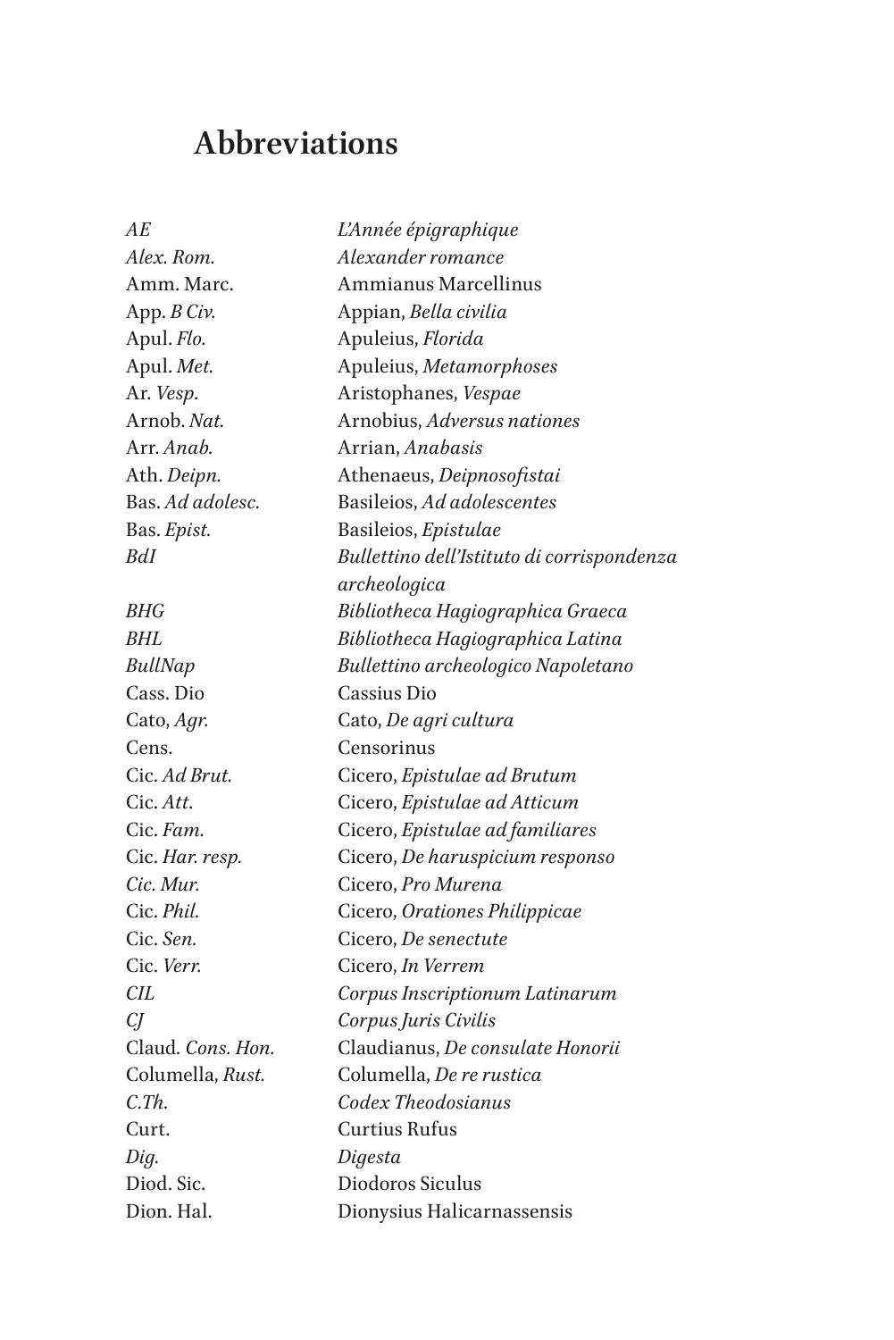## Abbreviations

| | |
|---|---|
| *AE* | *L'Année épigraphique* |
| *Alex. Rom.* | *Alexander romance* |
| Amm. Marc. | Ammianus Marcellinus |
| App. *B Civ.* | Appian, *Bella civilia* |
| Apul. *Flo.* | Apuleius, *Florida* |
| Apul. *Met.* | Apuleius, *Metamorphoses* |
| Ar. *Vesp.* | Aristophanes, *Vespae* |
| Arnob. *Nat.* | Arnobius, *Adversus nationes* |
| Arr. *Anab.* | Arrian, *Anabasis* |
| Ath. *Deipn.* | Athenaeus, *Deipnosofistai* |
| Bas. *Ad adolesc.* | Basileios, *Ad adolescentes* |
| Bas. *Epist.* | Basileios, *Epistulae* |
| *BdI* | *Bullettino dell'Istituto di corrispondenza archeologica* |
| *BHG* | *Bibliotheca Hagiographica Graeca* |
| *BHL* | *Bibliotheca Hagiographica Latina* |
| *BullNap* | *Bullettino archeologico Napoletano* |
| Cass. Dio | Cassius Dio |
| Cato, *Agr.* | Cato, *De agri cultura* |
| Cens. | Censorinus |
| Cic. *Ad Brut.* | Cicero, *Epistulae ad Brutum* |
| Cic. *Att.* | Cicero, *Epistulae ad Atticum* |
| Cic. *Fam.* | Cicero, *Epistulae ad familiares* |
| Cic. *Har. resp.* | Cicero, *De haruspicium responso* |
| *Cic. Mur.* | Cicero, *Pro Murena* |
| Cic. *Phil.* | Cicero, *Orationes Philippicae* |
| Cic. *Sen.* | Cicero, *De senectute* |
| Cic. *Verr.* | Cicero, *In Verrem* |
| *CIL* | *Corpus Inscriptionum Latinarum* |
| *CJ* | *Corpus Juris Civilis* |
| Claud. *Cons. Hon.* | Claudianus, *De consulate Honorii* |
| Columella, *Rust.* | Columella, *De re rustica* |
| *C.Th.* | *Codex Theodosianus* |
| Curt. | Curtius Rufus |
| *Dig.* | *Digesta* |
| Diod. Sic. | Diodoros Siculus |
| Dion. Hal. | Dionysius Halicarnassensis |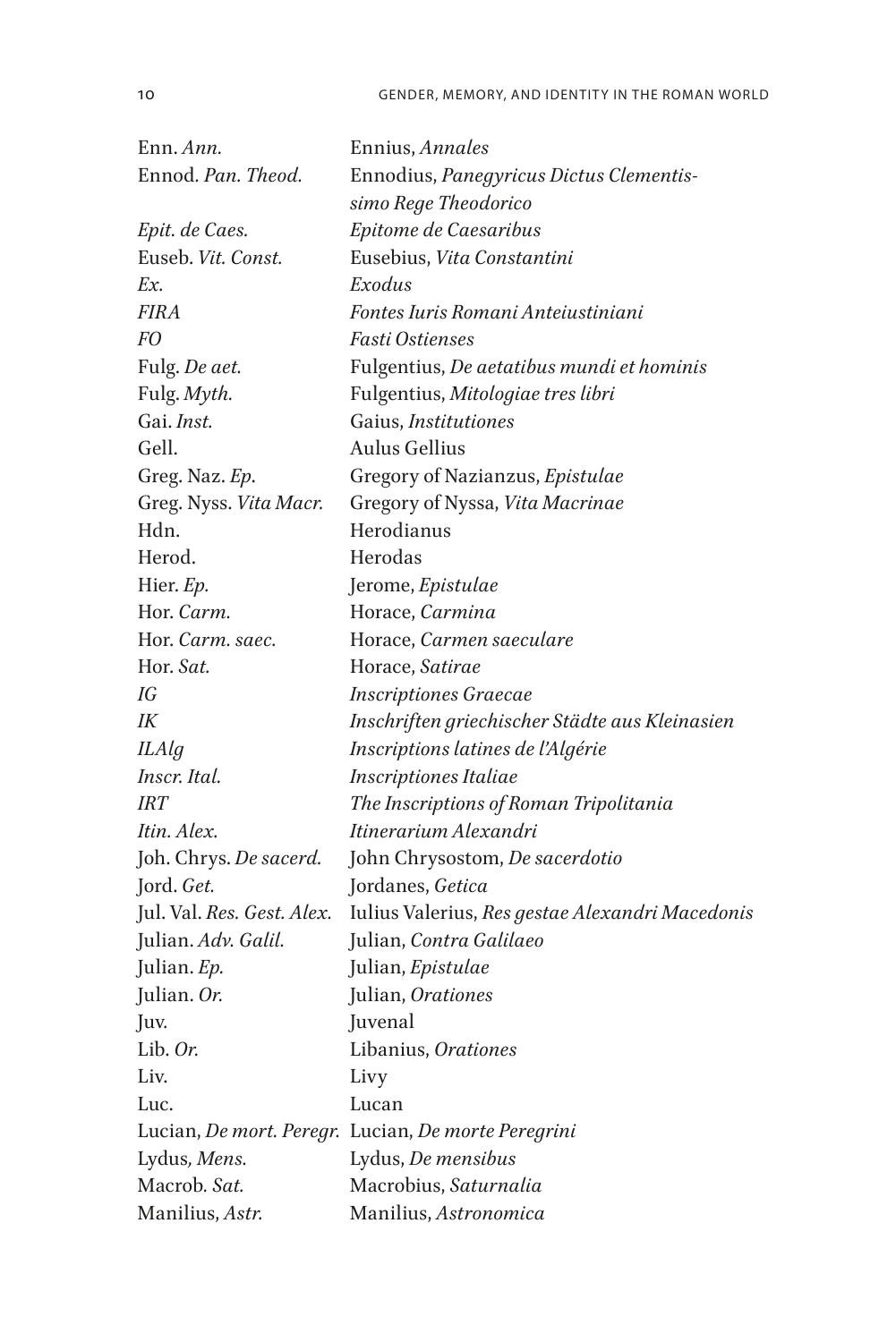| | |
|---|---|
| Enn. *Ann.* | Ennius, *Annales* |
| Ennod. *Pan. Theod.* | Ennodius, *Panegyricus Dictus Clementissimo Rege Theodorico* |
| *Epit. de Caes.* | *Epitome de Caesaribus* |
| Euseb. *Vit. Const.* | Eusebius, *Vita Constantini* |
| *Ex.* | *Exodus* |
| *FIRA* | *Fontes Iuris Romani Anteiustiniani* |
| *FO* | *Fasti Ostienses* |
| Fulg. *De aet.* | Fulgentius, *De aetatibus mundi et hominis* |
| Fulg. *Myth.* | Fulgentius, *Mitologiae tres libri* |
| Gai. *Inst.* | Gaius, *Institutiones* |
| Gell. | Aulus Gellius |
| Greg. Naz. *Ep.* | Gregory of Nazianzus, *Epistulae* |
| Greg. Nyss. *Vita Macr.* | Gregory of Nyssa, *Vita Macrinae* |
| Hdn. | Herodianus |
| Herod. | Herodas |
| Hier. *Ep.* | Jerome, *Epistulae* |
| Hor. *Carm.* | Horace, *Carmina* |
| Hor. *Carm. saec.* | Horace, *Carmen saeculare* |
| Hor. *Sat.* | Horace, *Satirae* |
| *IG* | *Inscriptiones Graecae* |
| *IK* | *Inschriften griechischer Städte aus Kleinasien* |
| *ILAlg* | *Inscriptions latines de l'Algérie* |
| *Inscr. Ital.* | *Inscriptiones Italiae* |
| *IRT* | *The Inscriptions of Roman Tripolitania* |
| *Itin. Alex.* | *Itinerarium Alexandri* |
| Joh. Chrys. *De sacerd.* | John Chrysostom, *De sacerdotio* |
| Jord. *Get.* | Jordanes, *Getica* |
| Jul. Val. *Res. Gest. Alex.* | Iulius Valerius, *Res gestae Alexandri Macedonis* |
| Julian. *Adv. Galil.* | Julian, *Contra Galilaeo* |
| Julian. *Ep.* | Julian, *Epistulae* |
| Julian. *Or.* | Julian, *Orationes* |
| Juv. | Juvenal |
| Lib. *Or.* | Libanius, *Orationes* |
| Liv. | Livy |
| Luc. | Lucan |
| Lucian, *De mort. Peregr.* | Lucian, *De morte Peregrini* |
| Lydus, *Mens.* | Lydus, *De mensibus* |
| Macrob. *Sat.* | Macrobius, *Saturnalia* |
| Manilius, *Astr.* | Manilius, *Astronomica* |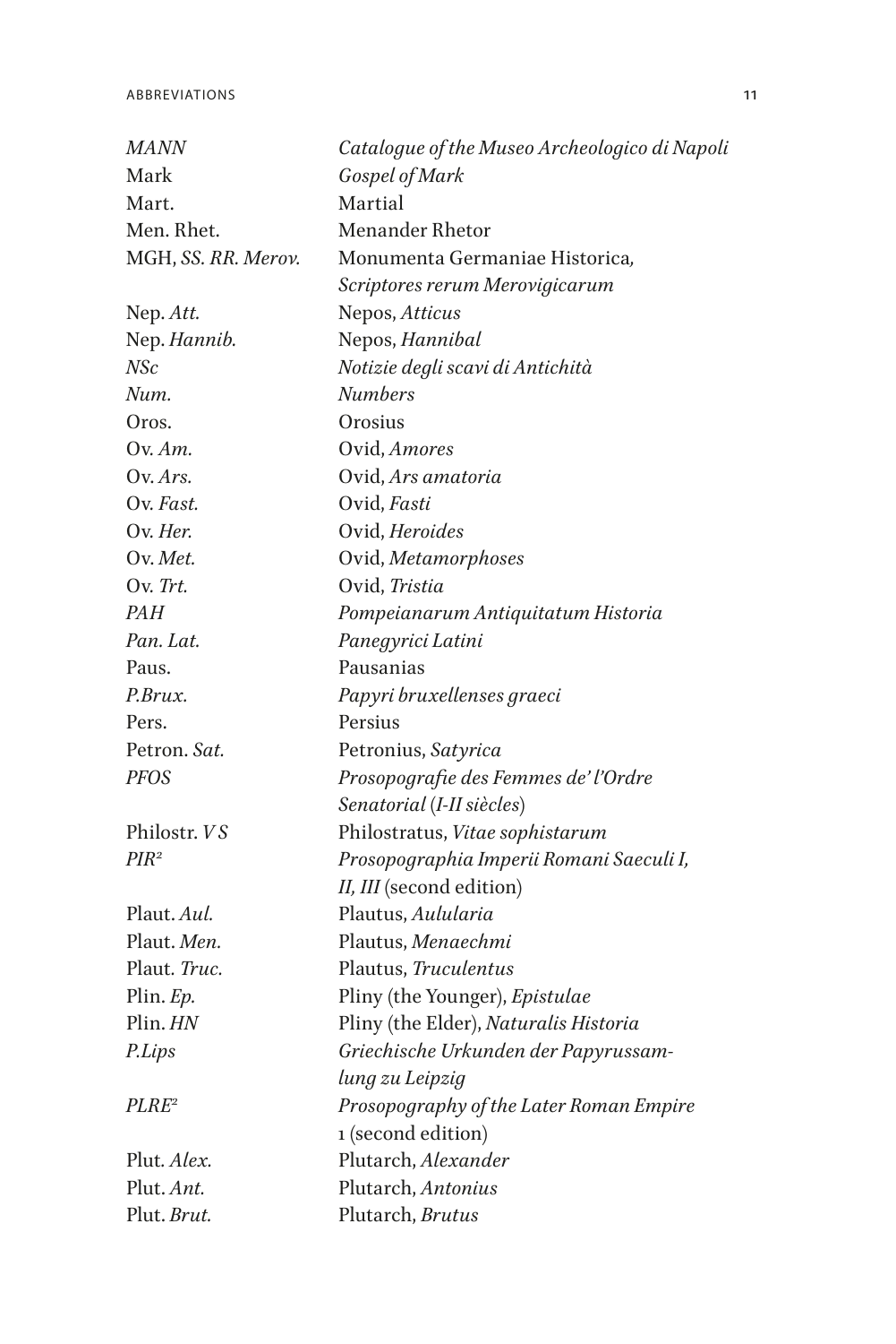| | |
|---|---|
| *MANN* | *Catalogue of the Museo Archeologico di Napoli* |
| Mark | *Gospel of Mark* |
| Mart. | Martial |
| Men. Rhet. | Menander Rhetor |
| MGH, *SS. RR. Merov.* | Monumenta Germaniae Historica, *Scriptores rerum Merovigicarum* |
| Nep. *Att.* | Nepos, *Atticus* |
| Nep. *Hannib.* | Nepos, *Hannibal* |
| *NSc* | *Notizie degli scavi di Antichità* |
| *Num.* | *Numbers* |
| Oros. | Orosius |
| Ov. *Am.* | Ovid, *Amores* |
| Ov. *Ars.* | Ovid, *Ars amatoria* |
| Ov. *Fast.* | Ovid, *Fasti* |
| Ov. *Her.* | Ovid, *Heroides* |
| Ov. *Met.* | Ovid, *Metamorphoses* |
| Ov. *Trt.* | Ovid, *Tristia* |
| *PAH* | *Pompeianarum Antiquitatum Historia* |
| *Pan. Lat.* | *Panegyrici Latini* |
| Paus. | Pausanias |
| *P.Brux.* | *Papyri bruxellenses graeci* |
| Pers. | Persius |
| Petron. *Sat.* | Petronius, *Satyrica* |
| *PFOS* | *Prosopografie des Femmes de' l'Ordre Senatorial* (*I-II siècles*) |
| Philostr. *V S* | Philostratus, *Vitae sophistarum* |
| *PIR²* | *Prosopographia Imperii Romani Saeculi I, II, III* (second edition) |
| Plaut. *Aul.* | Plautus, *Aulularia* |
| Plaut. *Men.* | Plautus, *Menaechmi* |
| Plaut. *Truc.* | Plautus, *Truculentus* |
| Plin. *Ep.* | Pliny (the Younger), *Epistulae* |
| Plin. *HN* | Pliny (the Elder), *Naturalis Historia* |
| *P.Lips* | *Griechische Urkunden der Papyrussam-lung zu Leipzig* |
| *PLRE²* | *Prosopography of the Later Roman Empire* 1 (second edition) |
| Plut. *Alex.* | Plutarch, *Alexander* |
| Plut. *Ant.* | Plutarch, *Antonius* |
| Plut. *Brut.* | Plutarch, *Brutus* |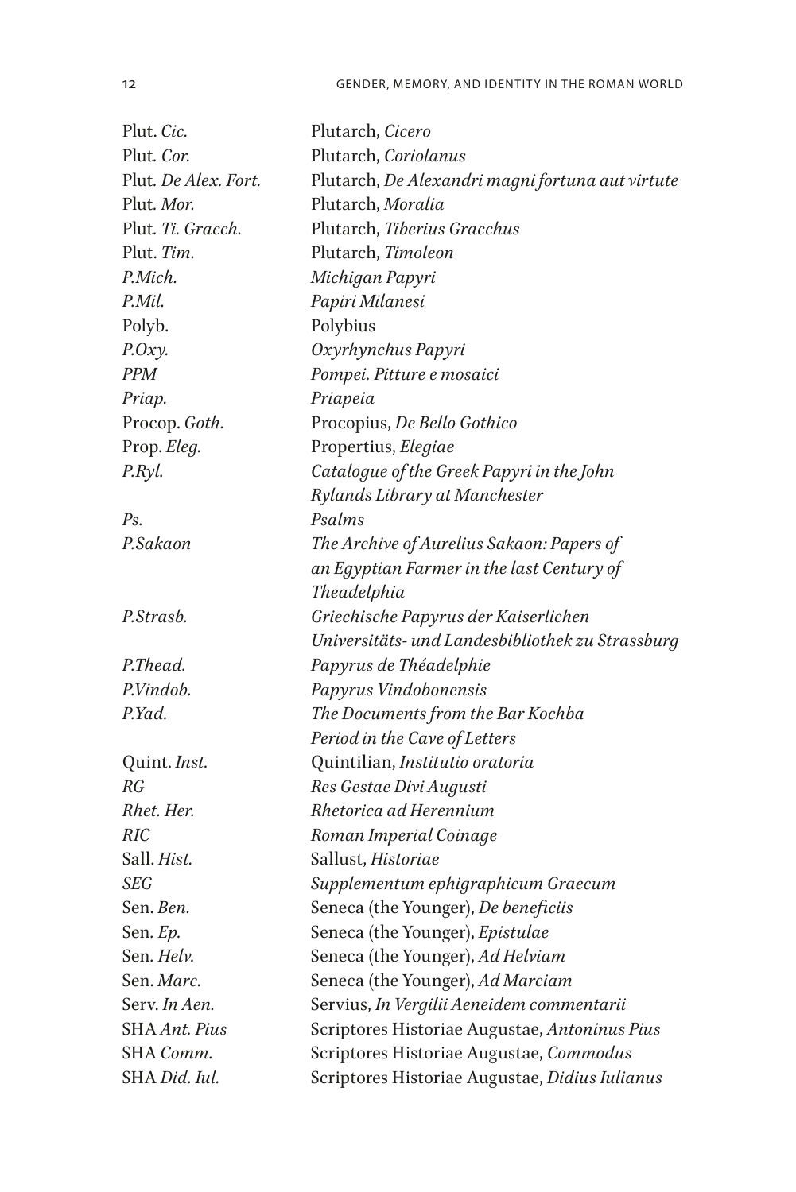| | |
|---|---|
| Plut. *Cic.* | Plutarch, *Cicero* |
| Plut. *Cor.* | Plutarch, *Coriolanus* |
| Plut. *De Alex. Fort.* | Plutarch, *De Alexandri magni fortuna aut virtute* |
| Plut. *Mor.* | Plutarch, *Moralia* |
| Plut. *Ti. Gracch.* | Plutarch, *Tiberius Gracchus* |
| Plut. *Tim.* | Plutarch, *Timoleon* |
| *P.Mich.* | *Michigan Papyri* |
| *P.Mil.* | *Papiri Milanesi* |
| Polyb. | Polybius |
| *P.Oxy.* | *Oxyrhynchus Papyri* |
| *PPM* | *Pompei. Pitture e mosaici* |
| *Priap.* | *Priapeia* |
| Procop. *Goth.* | Procopius, *De Bello Gothico* |
| Prop. *Eleg.* | Propertius, *Elegiae* |
| *P.Ryl.* | *Catalogue of the Greek Papyri in the John Rylands Library at Manchester* |
| *Ps.* | *Psalms* |
| *P.Sakaon* | *The Archive of Aurelius Sakaon: Papers of an Egyptian Farmer in the last Century of Theadelphia* |
| *P.Strasb.* | *Griechische Papyrus der Kaiserlichen Universitäts- und Landesbibliothek zu Strassburg* |
| *P.Thead.* | *Papyrus de Théadelphie* |
| *P.Vindob.* | *Papyrus Vindobonensis* |
| *P.Yad.* | *The Documents from the Bar Kochba Period in the Cave of Letters* |
| Quint. *Inst.* | Quintilian, *Institutio oratoria* |
| *RG* | *Res Gestae Divi Augusti* |
| *Rhet. Her.* | *Rhetorica ad Herennium* |
| *RIC* | *Roman Imperial Coinage* |
| Sall. *Hist.* | Sallust, *Historiae* |
| *SEG* | *Supplementum ephigraphicum Graecum* |
| Sen. *Ben.* | Seneca (the Younger), *De beneficiis* |
| Sen. *Ep.* | Seneca (the Younger), *Epistulae* |
| Sen. *Helv.* | Seneca (the Younger), *Ad Helviam* |
| Sen. *Marc.* | Seneca (the Younger), *Ad Marciam* |
| Serv. *In Aen.* | Servius, *In Vergilii Aeneidem commentarii* |
| SHA *Ant. Pius* | Scriptores Historiae Augustae, *Antoninus Pius* |
| SHA *Comm.* | Scriptores Historiae Augustae, *Commodus* |
| SHA *Did. Iul.* | Scriptores Historiae Augustae, *Didius Iulianus* |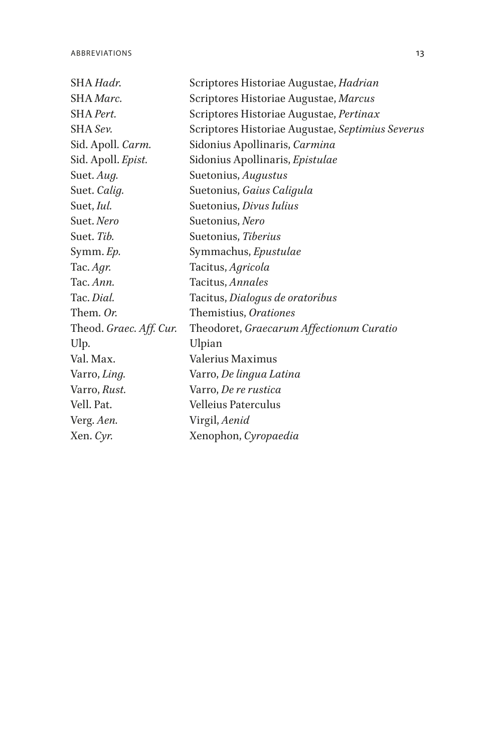| | |
|---|---|
| SHA *Hadr.* | Scriptores Historiae Augustae, *Hadrian* |
| SHA *Marc.* | Scriptores Historiae Augustae, *Marcus* |
| SHA *Pert.* | Scriptores Historiae Augustae, *Pertinax* |
| SHA *Sev.* | Scriptores Historiae Augustae, *Septimius Severus* |
| Sid. Apoll. *Carm.* | Sidonius Apollinaris, *Carmina* |
| Sid. Apoll. *Epist.* | Sidonius Apollinaris, *Epistulae* |
| Suet. *Aug.* | Suetonius, *Augustus* |
| Suet. *Calig.* | Suetonius, *Gaius Caligula* |
| Suet, *Iul.* | Suetonius, *Divus Iulius* |
| Suet. *Nero* | Suetonius, *Nero* |
| Suet. *Tib.* | Suetonius, *Tiberius* |
| Symm. *Ep.* | Symmachus, *Epustulae* |
| Tac. *Agr.* | Tacitus, *Agricola* |
| Tac. *Ann.* | Tacitus, *Annales* |
| Tac. *Dial.* | Tacitus, *Dialogus de oratoribus* |
| Them. *Or.* | Themistius, *Orationes* |
| Theod. *Graec. Aff. Cur.* | Theodoret, *Graecarum Affectionum Curatio* |
| Ulp. | Ulpian |
| Val. Max. | Valerius Maximus |
| Varro, *Ling.* | Varro, *De lingua Latina* |
| Varro, *Rust.* | Varro, *De re rustica* |
| Vell. Pat. | Velleius Paterculus |
| Verg. *Aen.* | Virgil, *Aenid* |
| Xen. *Cyr.* | Xenophon, *Cyropaedia* |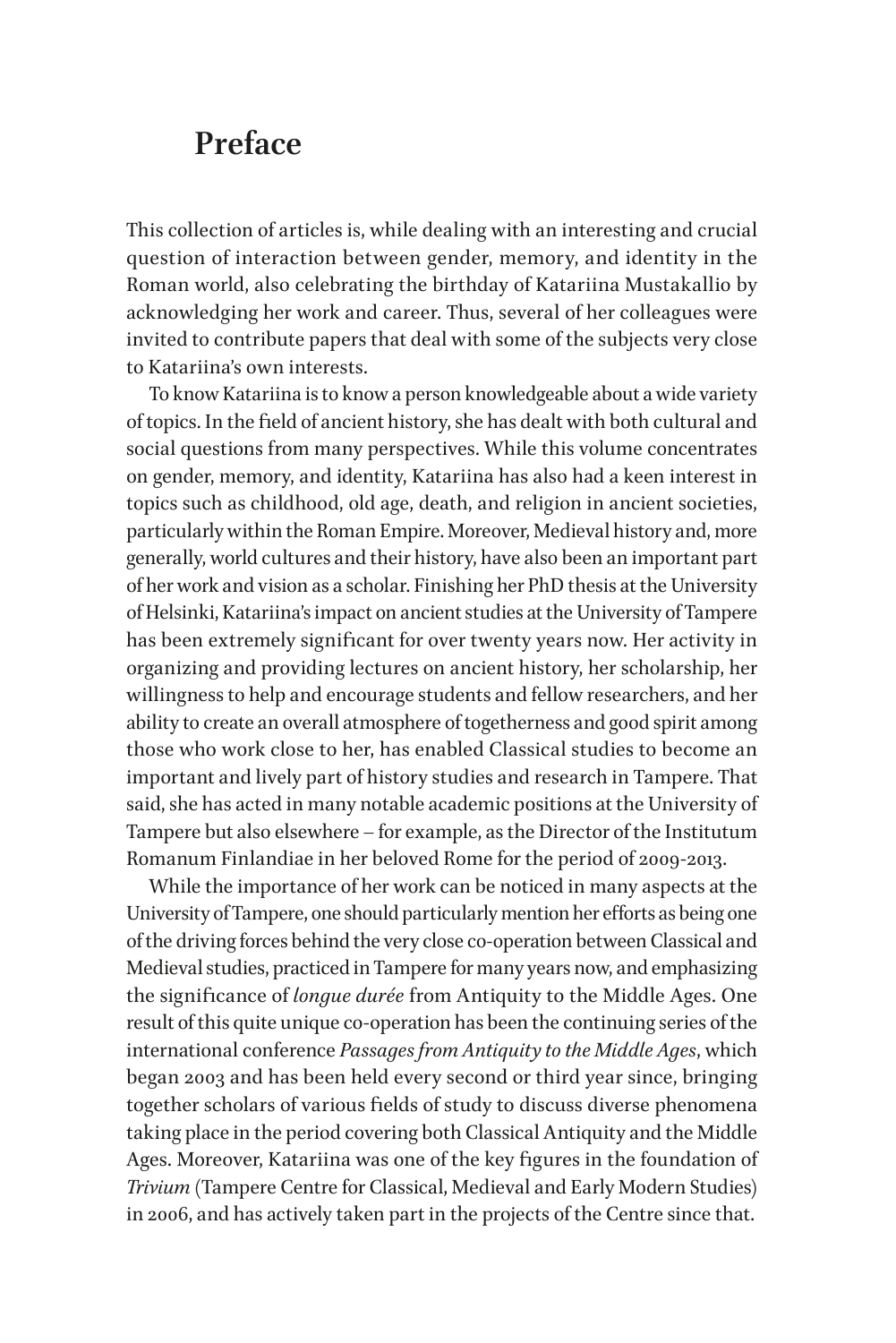# Preface

This collection of articles is, while dealing with an interesting and crucial question of interaction between gender, memory, and identity in the Roman world, also celebrating the birthday of Katariina Mustakallio by acknowledging her work and career. Thus, several of her colleagues were invited to contribute papers that deal with some of the subjects very close to Katariina's own interests.

To know Katariina is to know a person knowledgeable about a wide variety of topics. In the field of ancient history, she has dealt with both cultural and social questions from many perspectives. While this volume concentrates on gender, memory, and identity, Katariina has also had a keen interest in topics such as childhood, old age, death, and religion in ancient societies, particularly within the Roman Empire. Moreover, Medieval history and, more generally, world cultures and their history, have also been an important part of her work and vision as a scholar. Finishing her PhD thesis at the University of Helsinki, Katariina's impact on ancient studies at the University of Tampere has been extremely significant for over twenty years now. Her activity in organizing and providing lectures on ancient history, her scholarship, her willingness to help and encourage students and fellow researchers, and her ability to create an overall atmosphere of togetherness and good spirit among those who work close to her, has enabled Classical studies to become an important and lively part of history studies and research in Tampere. That said, she has acted in many notable academic positions at the University of Tampere but also elsewhere – for example, as the Director of the Institutum Romanum Finlandiae in her beloved Rome for the period of 2009-2013.

While the importance of her work can be noticed in many aspects at the University of Tampere, one should particularly mention her efforts as being one of the driving forces behind the very close co-operation between Classical and Medieval studies, practiced in Tampere for many years now, and emphasizing the significance of *longue durée* from Antiquity to the Middle Ages. One result of this quite unique co-operation has been the continuing series of the international conference *Passages from Antiquity to the Middle Ages*, which began 2003 and has been held every second or third year since, bringing together scholars of various fields of study to discuss diverse phenomena taking place in the period covering both Classical Antiquity and the Middle Ages. Moreover, Katariina was one of the key figures in the foundation of *Trivium* (Tampere Centre for Classical, Medieval and Early Modern Studies) in 2006, and has actively taken part in the projects of the Centre since that.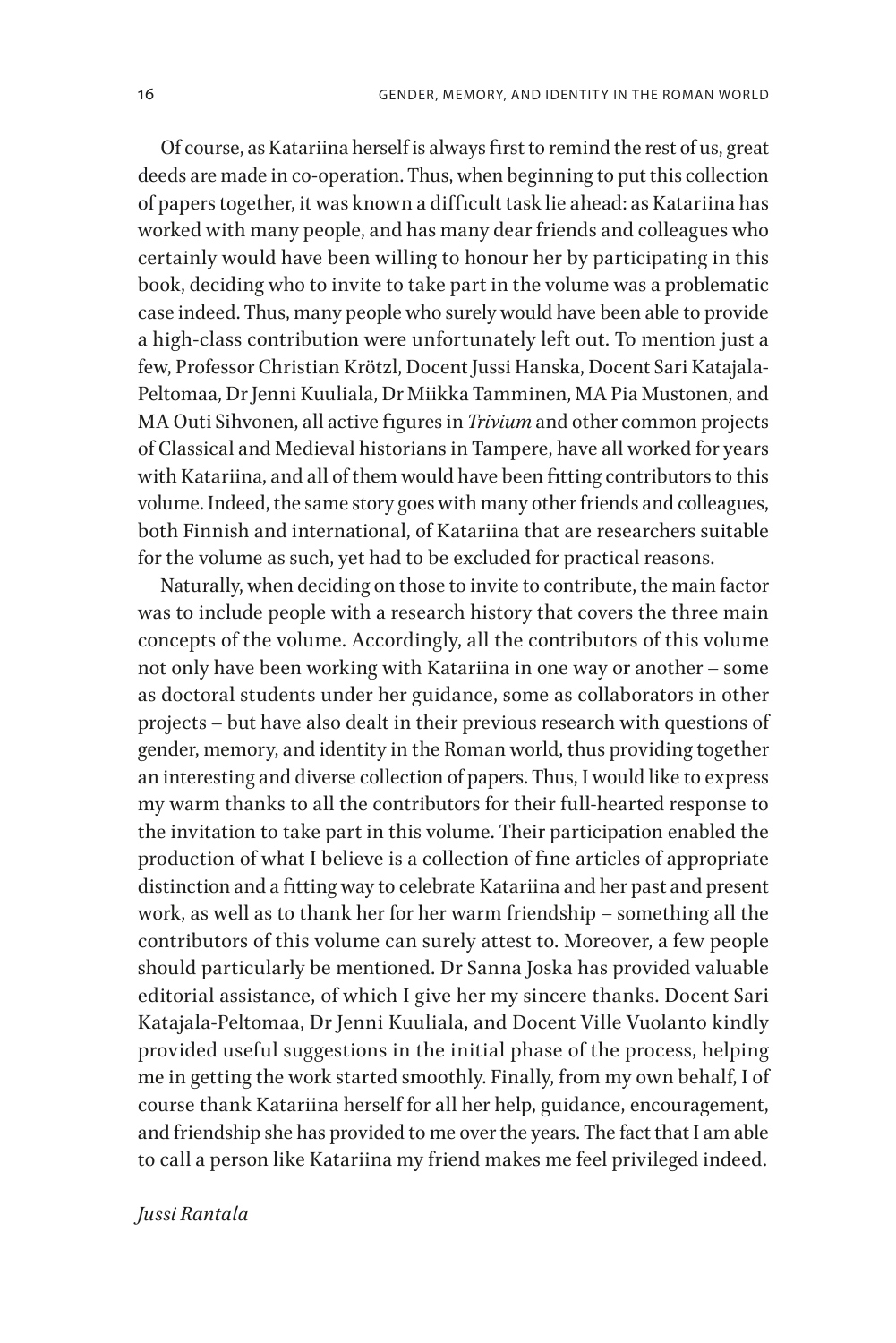Of course, as Katariina herself is always first to remind the rest of us, great deeds are made in co-operation. Thus, when beginning to put this collection of papers together, it was known a difficult task lie ahead: as Katariina has worked with many people, and has many dear friends and colleagues who certainly would have been willing to honour her by participating in this book, deciding who to invite to take part in the volume was a problematic case indeed. Thus, many people who surely would have been able to provide a high-class contribution were unfortunately left out. To mention just a few, Professor Christian Krötzl, Docent Jussi Hanska, Docent Sari Katajala-Peltomaa, Dr Jenni Kuuliala, Dr Miikka Tamminen, MA Pia Mustonen, and MA Outi Sihvonen, all active figures in *Trivium* and other common projects of Classical and Medieval historians in Tampere, have all worked for years with Katariina, and all of them would have been fitting contributors to this volume. Indeed, the same story goes with many other friends and colleagues, both Finnish and international, of Katariina that are researchers suitable for the volume as such, yet had to be excluded for practical reasons.

Naturally, when deciding on those to invite to contribute, the main factor was to include people with a research history that covers the three main concepts of the volume. Accordingly, all the contributors of this volume not only have been working with Katariina in one way or another – some as doctoral students under her guidance, some as collaborators in other projects – but have also dealt in their previous research with questions of gender, memory, and identity in the Roman world, thus providing together an interesting and diverse collection of papers. Thus, I would like to express my warm thanks to all the contributors for their full-hearted response to the invitation to take part in this volume. Their participation enabled the production of what I believe is a collection of fine articles of appropriate distinction and a fitting way to celebrate Katariina and her past and present work, as well as to thank her for her warm friendship – something all the contributors of this volume can surely attest to. Moreover, a few people should particularly be mentioned. Dr Sanna Joska has provided valuable editorial assistance, of which I give her my sincere thanks. Docent Sari Katajala-Peltomaa, Dr Jenni Kuuliala, and Docent Ville Vuolanto kindly provided useful suggestions in the initial phase of the process, helping me in getting the work started smoothly. Finally, from my own behalf, I of course thank Katariina herself for all her help, guidance, encouragement, and friendship she has provided to me over the years. The fact that I am able to call a person like Katariina my friend makes me feel privileged indeed.

*Jussi Rantala*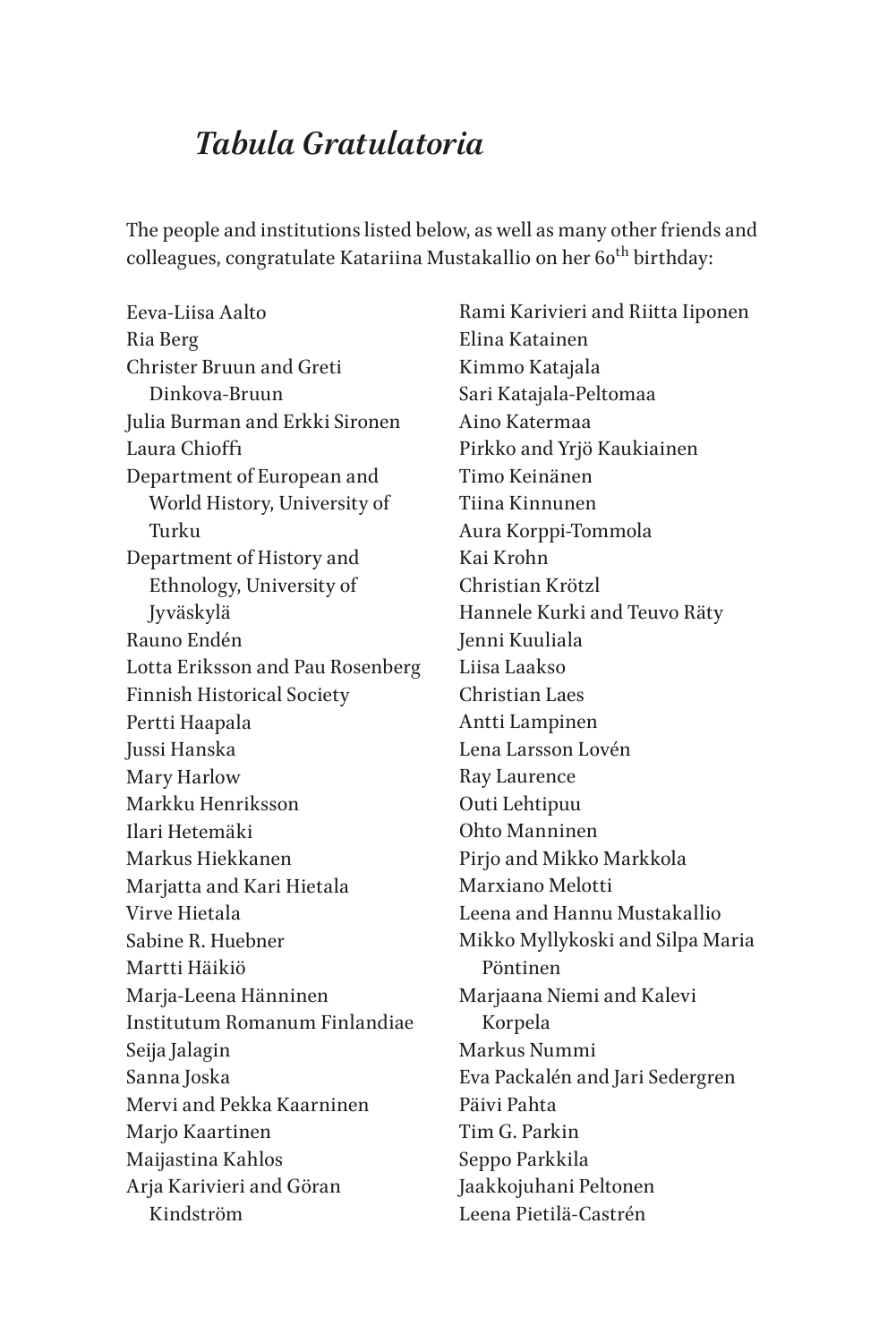# *Tabula Gratulatoria*

The people and institutions listed below, as well as many other friends and colleagues, congratulate Katariina Mustakallio on her 60th birthday:

Eeva-Liisa Aalto
Ria Berg
Christer Bruun and Greti Dinkova-Bruun
Julia Burman and Erkki Sironen
Laura Chioffi
Department of European and World History, University of Turku
Department of History and Ethnology, University of Jyväskylä
Rauno Endén
Lotta Eriksson and Pau Rosenberg
Finnish Historical Society
Pertti Haapala
Jussi Hanska
Mary Harlow
Markku Henriksson
Ilari Hetemäki
Markus Hiekkanen
Marjatta and Kari Hietala
Virve Hietala
Sabine R. Huebner
Martti Häikiö
Marja-Leena Hänninen
Institutum Romanum Finlandiae
Seija Jalagin
Sanna Joska
Mervi and Pekka Kaarninen
Marjo Kaartinen
Maijastina Kahlos
Arja Karivieri and Göran Kindström
Rami Karivieri and Riitta Iiponen
Elina Katainen
Kimmo Katajala
Sari Katajala-Peltomaa
Aino Katermaa
Pirkko and Yrjö Kaukiainen
Timo Keinänen
Tiina Kinnunen
Aura Korppi-Tommola
Kai Krohn
Christian Krötzl
Hannele Kurki and Teuvo Räty
Jenni Kuuliala
Liisa Laakso
Christian Laes
Antti Lampinen
Lena Larsson Lovén
Ray Laurence
Outi Lehtipuu
Ohto Manninen
Pirjo and Mikko Markkola
Marxiano Melotti
Leena and Hannu Mustakallio
Mikko Myllykoski and Silpa Maria Pöntinen
Marjaana Niemi and Kalevi Korpela
Markus Nummi
Eva Packalén and Jari Sedergren
Päivi Pahta
Tim G. Parkin
Seppo Parkkila
Jaakkojuhani Peltonen
Leena Pietilä-Castrén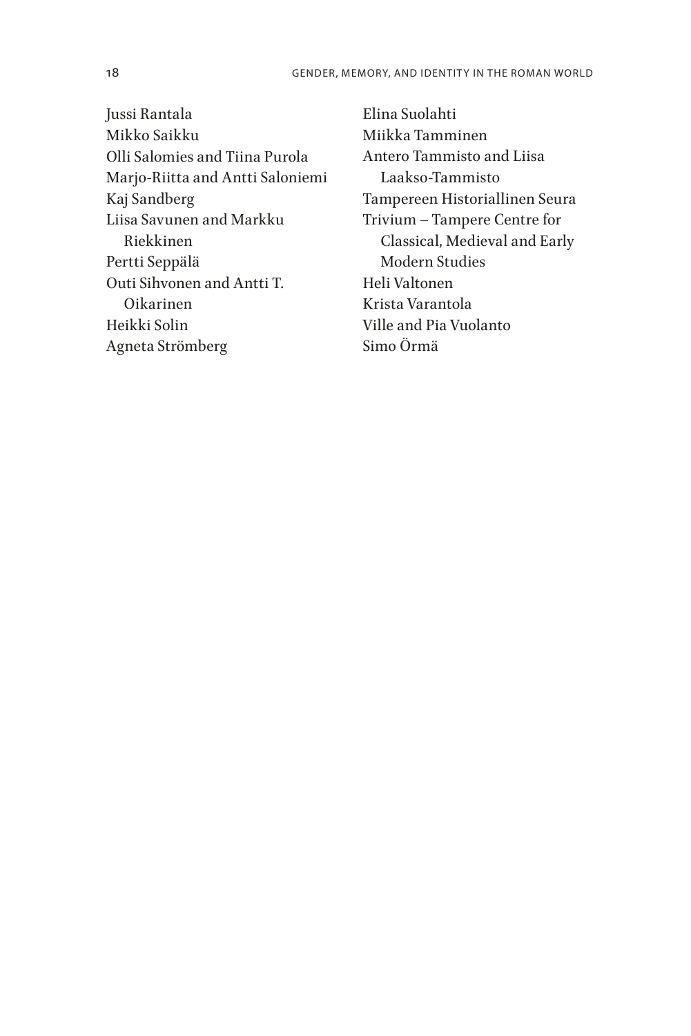Jussi Rantala
Mikko Saikku
Olli Salomies and Tiina Purola
Marjo-Riitta and Antti Saloniemi
Kaj Sandberg
Liisa Savunen and Markku Riekkinen
Pertti Seppälä
Outi Sihvonen and Antti T. Oikarinen
Heikki Solin
Agneta Strömberg
Elina Suolahti
Miikka Tamminen
Antero Tammisto and Liisa Laakso-Tammisto
Tampereen Historiallinen Seura
Trivium – Tampere Centre for Classical, Medieval and Early Modern Studies
Heli Valtonen
Krista Varantola
Ville and Pia Vuolanto
Simo Örmä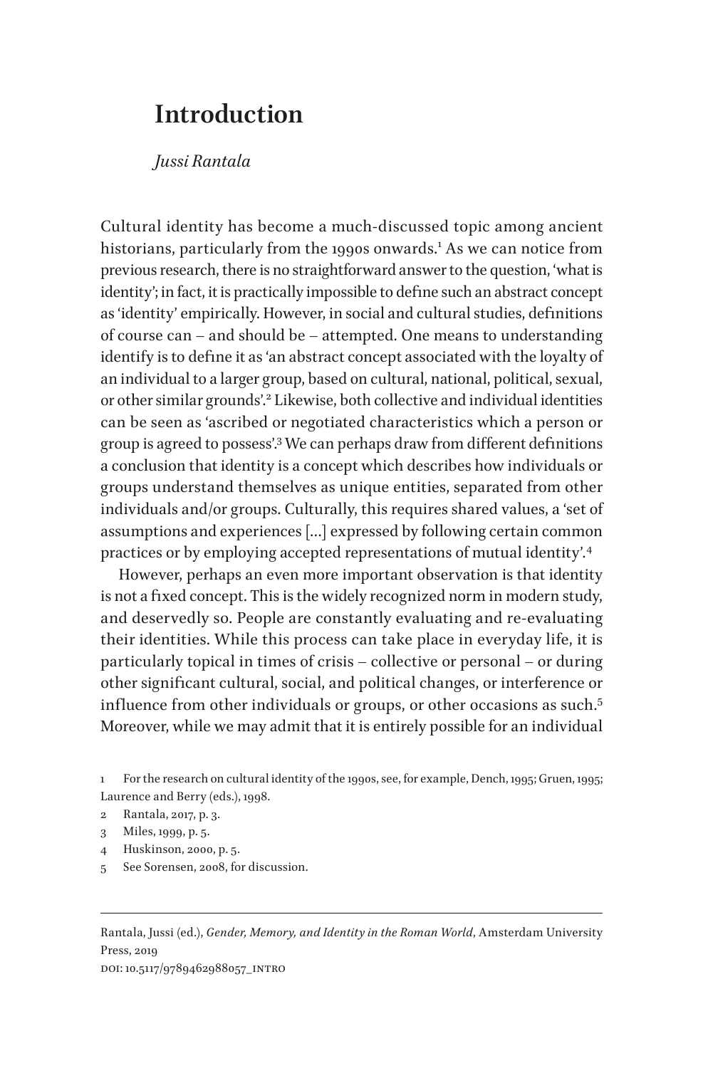# Introduction

*Jussi Rantala*

Cultural identity has become a much-discussed topic among ancient historians, particularly from the 1990s onwards.[1] As we can notice from previous research, there is no straightforward answer to the question, 'what is identity'; in fact, it is practically impossible to define such an abstract concept as 'identity' empirically. However, in social and cultural studies, definitions of course can – and should be – attempted. One means to understanding identify is to define it as 'an abstract concept associated with the loyalty of an individual to a larger group, based on cultural, national, political, sexual, or other similar grounds'.[2] Likewise, both collective and individual identities can be seen as 'ascribed or negotiated characteristics which a person or group is agreed to possess'.[3] We can perhaps draw from different definitions a conclusion that identity is a concept which describes how individuals or groups understand themselves as unique entities, separated from other individuals and/or groups. Culturally, this requires shared values, a 'set of assumptions and experiences [...] expressed by following certain common practices or by employing accepted representations of mutual identity'.[4]

However, perhaps an even more important observation is that identity is not a fixed concept. This is the widely recognized norm in modern study, and deservedly so. People are constantly evaluating and re-evaluating their identities. While this process can take place in everyday life, it is particularly topical in times of crisis – collective or personal – or during other significant cultural, social, and political changes, or interference or influence from other individuals or groups, or other occasions as such.[5] Moreover, while we may admit that it is entirely possible for an individual

1 For the research on cultural identity of the 1990s, see, for example, Dench, 1995; Gruen, 1995; Laurence and Berry (eds.), 1998.

2 Rantala, 2017, p. 3.

3 Miles, 1999, p. 5.

4 Huskinson, 2000, p. 5.

5 See Sorensen, 2008, for discussion.

Rantala, Jussi (ed.), *Gender, Memory, and Identity in the Roman World*, Amsterdam University Press, 2019
DOI: 10.5117/9789462988057_INTRO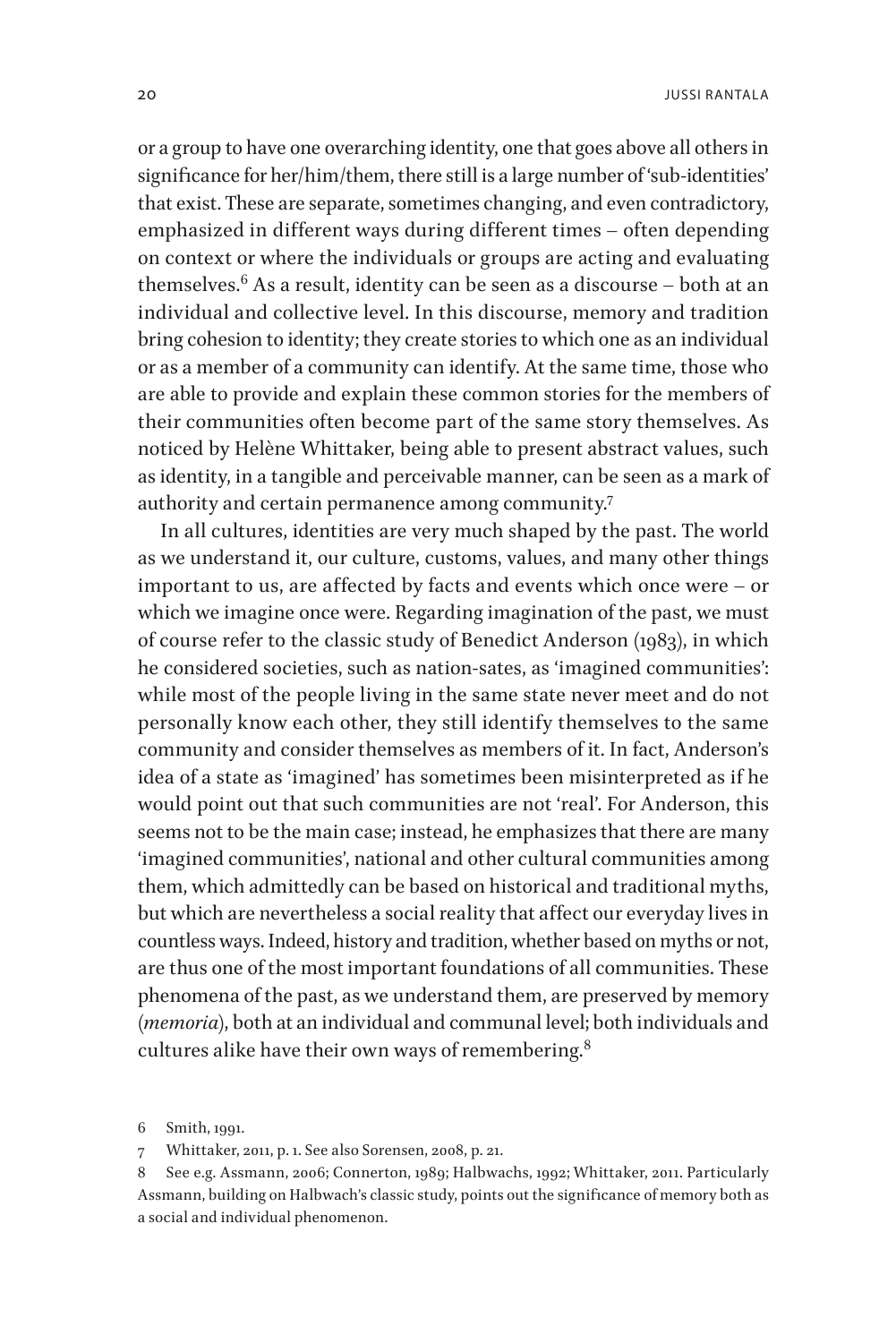or a group to have one overarching identity, one that goes above all others in significance for her/him/them, there still is a large number of 'sub-identities' that exist. These are separate, sometimes changing, and even contradictory, emphasized in different ways during different times – often depending on context or where the individuals or groups are acting and evaluating themselves.[6] As a result, identity can be seen as a discourse – both at an individual and collective level. In this discourse, memory and tradition bring cohesion to identity; they create stories to which one as an individual or as a member of a community can identify. At the same time, those who are able to provide and explain these common stories for the members of their communities often become part of the same story themselves. As noticed by Helène Whittaker, being able to present abstract values, such as identity, in a tangible and perceivable manner, can be seen as a mark of authority and certain permanence among community.[7]

In all cultures, identities are very much shaped by the past. The world as we understand it, our culture, customs, values, and many other things important to us, are affected by facts and events which once were – or which we imagine once were. Regarding imagination of the past, we must of course refer to the classic study of Benedict Anderson (1983), in which he considered societies, such as nation-sates, as 'imagined communities': while most of the people living in the same state never meet and do not personally know each other, they still identify themselves to the same community and consider themselves as members of it. In fact, Anderson's idea of a state as 'imagined' has sometimes been misinterpreted as if he would point out that such communities are not 'real'. For Anderson, this seems not to be the main case; instead, he emphasizes that there are many 'imagined communities', national and other cultural communities among them, which admittedly can be based on historical and traditional myths, but which are nevertheless a social reality that affect our everyday lives in countless ways. Indeed, history and tradition, whether based on myths or not, are thus one of the most important foundations of all communities. These phenomena of the past, as we understand them, are preserved by memory (*memoria*), both at an individual and communal level; both individuals and cultures alike have their own ways of remembering.[8]

6 Smith, 1991.

7 Whittaker, 2011, p. 1. See also Sorensen, 2008, p. 21.

8 See e.g. Assmann, 2006; Connerton, 1989; Halbwachs, 1992; Whittaker, 2011. Particularly Assmann, building on Halbwach's classic study, points out the significance of memory both as a social and individual phenomenon.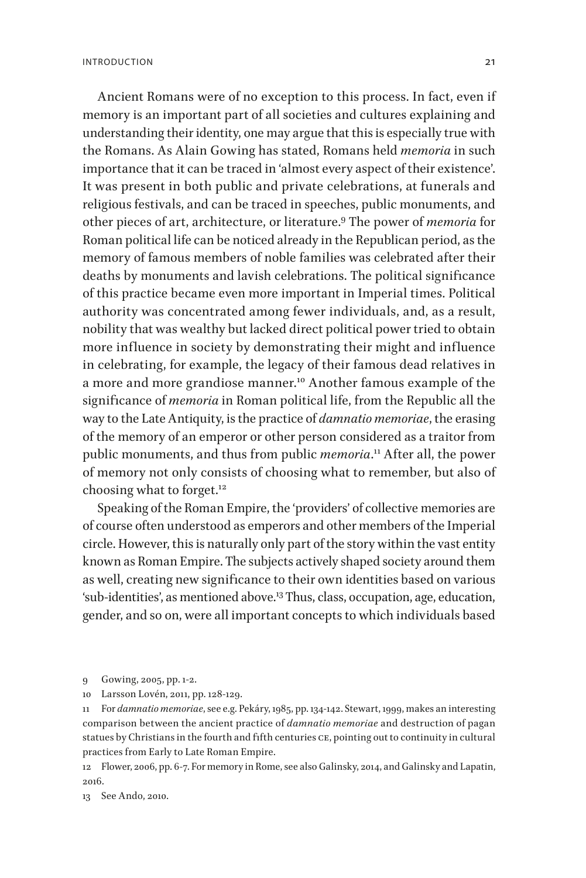Ancient Romans were of no exception to this process. In fact, even if memory is an important part of all societies and cultures explaining and understanding their identity, one may argue that this is especially true with the Romans. As Alain Gowing has stated, Romans held *memoria* in such importance that it can be traced in 'almost every aspect of their existence'. It was present in both public and private celebrations, at funerals and religious festivals, and can be traced in speeches, public monuments, and other pieces of art, architecture, or literature.[9] The power of *memoria* for Roman political life can be noticed already in the Republican period, as the memory of famous members of noble families was celebrated after their deaths by monuments and lavish celebrations. The political significance of this practice became even more important in Imperial times. Political authority was concentrated among fewer individuals, and, as a result, nobility that was wealthy but lacked direct political power tried to obtain more influence in society by demonstrating their might and influence in celebrating, for example, the legacy of their famous dead relatives in a more and more grandiose manner.[10] Another famous example of the significance of *memoria* in Roman political life, from the Republic all the way to the Late Antiquity, is the practice of *damnatio memoriae*, the erasing of the memory of an emperor or other person considered as a traitor from public monuments, and thus from public *memoria*.[11] After all, the power of memory not only consists of choosing what to remember, but also of choosing what to forget.[12]

Speaking of the Roman Empire, the 'providers' of collective memories are of course often understood as emperors and other members of the Imperial circle. However, this is naturally only part of the story within the vast entity known as Roman Empire. The subjects actively shaped society around them as well, creating new significance to their own identities based on various 'sub-identities', as mentioned above.[13] Thus, class, occupation, age, education, gender, and so on, were all important concepts to which individuals based

9 Gowing, 2005, pp. 1-2.

10 Larsson Lovén, 2011, pp. 128-129.

11 For *damnatio memoriae*, see e.g. Pekáry, 1985, pp. 134-142. Stewart, 1999, makes an interesting comparison between the ancient practice of *damnatio memoriae* and destruction of pagan statues by Christians in the fourth and fifth centuries CE, pointing out to continuity in cultural practices from Early to Late Roman Empire.

12 Flower, 2006, pp. 6-7. For memory in Rome, see also Galinsky, 2014, and Galinsky and Lapatin, 2016.

13 See Ando, 2010.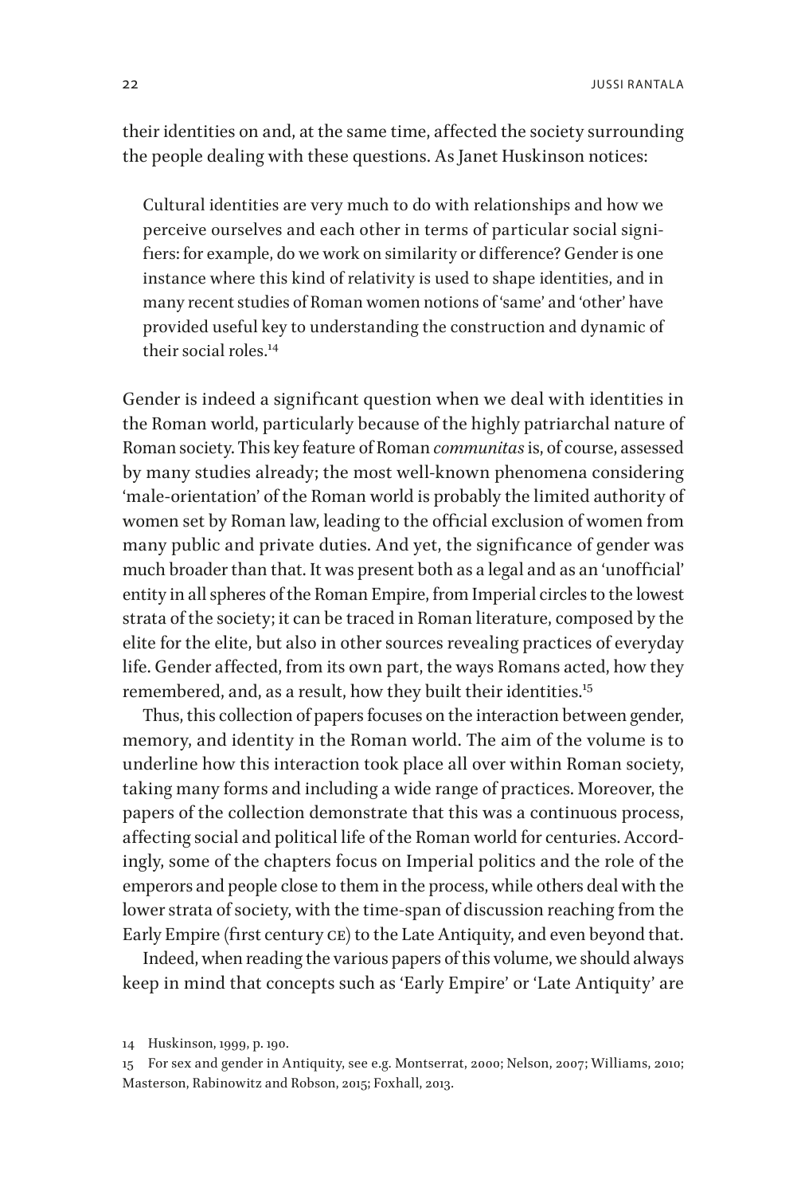their identities on and, at the same time, affected the society surrounding the people dealing with these questions. As Janet Huskinson notices:

> Cultural identities are very much to do with relationships and how we perceive ourselves and each other in terms of particular social signifiers: for example, do we work on similarity or difference? Gender is one instance where this kind of relativity is used to shape identities, and in many recent studies of Roman women notions of 'same' and 'other' have provided useful key to understanding the construction and dynamic of their social roles.[14]

Gender is indeed a significant question when we deal with identities in the Roman world, particularly because of the highly patriarchal nature of Roman society. This key feature of Roman *communitas* is, of course, assessed by many studies already; the most well-known phenomena considering 'male-orientation' of the Roman world is probably the limited authority of women set by Roman law, leading to the official exclusion of women from many public and private duties. And yet, the significance of gender was much broader than that. It was present both as a legal and as an 'unofficial' entity in all spheres of the Roman Empire, from Imperial circles to the lowest strata of the society; it can be traced in Roman literature, composed by the elite for the elite, but also in other sources revealing practices of everyday life. Gender affected, from its own part, the ways Romans acted, how they remembered, and, as a result, how they built their identities.[15]

Thus, this collection of papers focuses on the interaction between gender, memory, and identity in the Roman world. The aim of the volume is to underline how this interaction took place all over within Roman society, taking many forms and including a wide range of practices. Moreover, the papers of the collection demonstrate that this was a continuous process, affecting social and political life of the Roman world for centuries. Accordingly, some of the chapters focus on Imperial politics and the role of the emperors and people close to them in the process, while others deal with the lower strata of society, with the time-span of discussion reaching from the Early Empire (first century CE) to the Late Antiquity, and even beyond that.

Indeed, when reading the various papers of this volume, we should always keep in mind that concepts such as 'Early Empire' or 'Late Antiquity' are

14 Huskinson, 1999, p. 190.

15 For sex and gender in Antiquity, see e.g. Montserrat, 2000; Nelson, 2007; Williams, 2010; Masterson, Rabinowitz and Robson, 2015; Foxhall, 2013.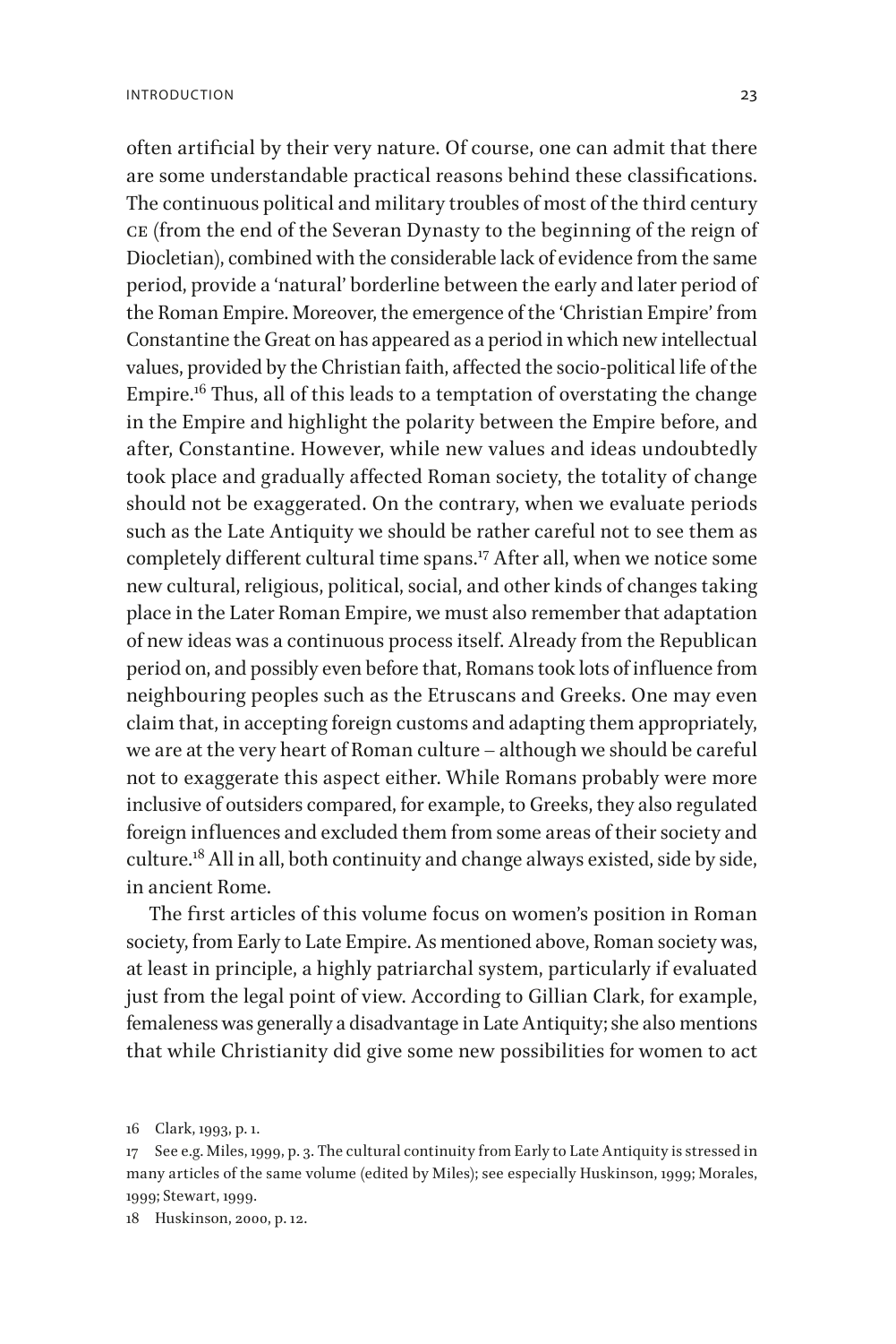often artificial by their very nature. Of course, one can admit that there are some understandable practical reasons behind these classifications. The continuous political and military troubles of most of the third century CE (from the end of the Severan Dynasty to the beginning of the reign of Diocletian), combined with the considerable lack of evidence from the same period, provide a 'natural' borderline between the early and later period of the Roman Empire. Moreover, the emergence of the 'Christian Empire' from Constantine the Great on has appeared as a period in which new intellectual values, provided by the Christian faith, affected the socio-political life of the Empire.[16] Thus, all of this leads to a temptation of overstating the change in the Empire and highlight the polarity between the Empire before, and after, Constantine. However, while new values and ideas undoubtedly took place and gradually affected Roman society, the totality of change should not be exaggerated. On the contrary, when we evaluate periods such as the Late Antiquity we should be rather careful not to see them as completely different cultural time spans.[17] After all, when we notice some new cultural, religious, political, social, and other kinds of changes taking place in the Later Roman Empire, we must also remember that adaptation of new ideas was a continuous process itself. Already from the Republican period on, and possibly even before that, Romans took lots of influence from neighbouring peoples such as the Etruscans and Greeks. One may even claim that, in accepting foreign customs and adapting them appropriately, we are at the very heart of Roman culture – although we should be careful not to exaggerate this aspect either. While Romans probably were more inclusive of outsiders compared, for example, to Greeks, they also regulated foreign influences and excluded them from some areas of their society and culture.[18] All in all, both continuity and change always existed, side by side, in ancient Rome.

The first articles of this volume focus on women's position in Roman society, from Early to Late Empire. As mentioned above, Roman society was, at least in principle, a highly patriarchal system, particularly if evaluated just from the legal point of view. According to Gillian Clark, for example, femaleness was generally a disadvantage in Late Antiquity; she also mentions that while Christianity did give some new possibilities for women to act

16 Clark, 1993, p. 1.

17 See e.g. Miles, 1999, p. 3. The cultural continuity from Early to Late Antiquity is stressed in many articles of the same volume (edited by Miles); see especially Huskinson, 1999; Morales, 1999; Stewart, 1999.

18 Huskinson, 2000, p. 12.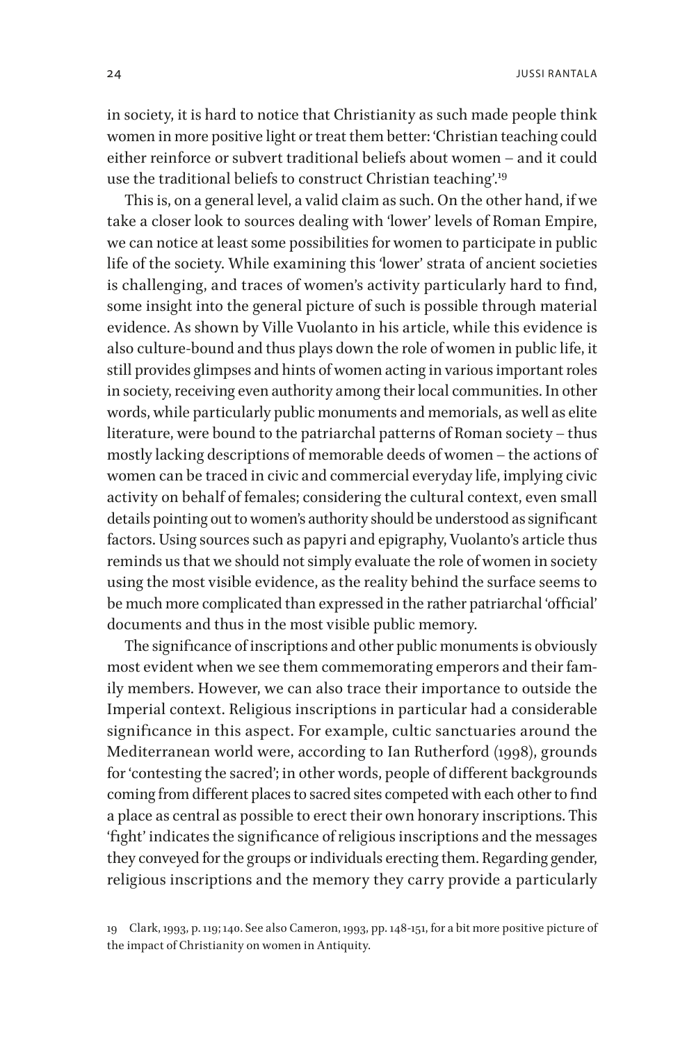in society, it is hard to notice that Christianity as such made people think women in more positive light or treat them better: 'Christian teaching could either reinforce or subvert traditional beliefs about women – and it could use the traditional beliefs to construct Christian teaching'.[19]

This is, on a general level, a valid claim as such. On the other hand, if we take a closer look to sources dealing with 'lower' levels of Roman Empire, we can notice at least some possibilities for women to participate in public life of the society. While examining this 'lower' strata of ancient societies is challenging, and traces of women's activity particularly hard to find, some insight into the general picture of such is possible through material evidence. As shown by Ville Vuolanto in his article, while this evidence is also culture-bound and thus plays down the role of women in public life, it still provides glimpses and hints of women acting in various important roles in society, receiving even authority among their local communities. In other words, while particularly public monuments and memorials, as well as elite literature, were bound to the patriarchal patterns of Roman society – thus mostly lacking descriptions of memorable deeds of women – the actions of women can be traced in civic and commercial everyday life, implying civic activity on behalf of females; considering the cultural context, even small details pointing out to women's authority should be understood as significant factors. Using sources such as papyri and epigraphy, Vuolanto's article thus reminds us that we should not simply evaluate the role of women in society using the most visible evidence, as the reality behind the surface seems to be much more complicated than expressed in the rather patriarchal 'official' documents and thus in the most visible public memory.

The significance of inscriptions and other public monuments is obviously most evident when we see them commemorating emperors and their family members. However, we can also trace their importance to outside the Imperial context. Religious inscriptions in particular had a considerable significance in this aspect. For example, cultic sanctuaries around the Mediterranean world were, according to Ian Rutherford (1998), grounds for 'contesting the sacred'; in other words, people of different backgrounds coming from different places to sacred sites competed with each other to find a place as central as possible to erect their own honorary inscriptions. This 'fight' indicates the significance of religious inscriptions and the messages they conveyed for the groups or individuals erecting them. Regarding gender, religious inscriptions and the memory they carry provide a particularly

19 Clark, 1993, p. 119; 140. See also Cameron, 1993, pp. 148-151, for a bit more positive picture of the impact of Christianity on women in Antiquity.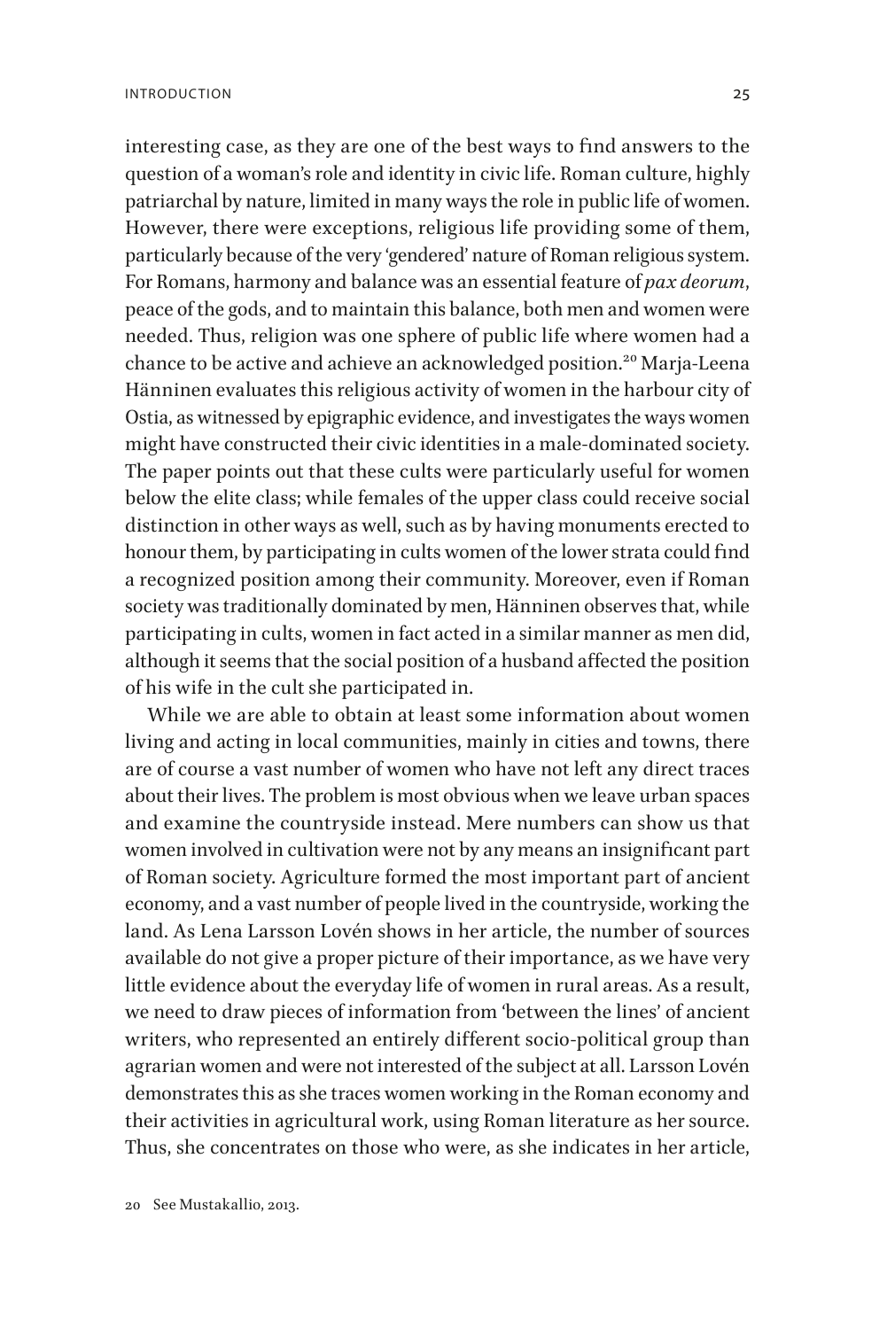interesting case, as they are one of the best ways to find answers to the question of a woman's role and identity in civic life. Roman culture, highly patriarchal by nature, limited in many ways the role in public life of women. However, there were exceptions, religious life providing some of them, particularly because of the very 'gendered' nature of Roman religious system. For Romans, harmony and balance was an essential feature of *pax deorum*, peace of the gods, and to maintain this balance, both men and women were needed. Thus, religion was one sphere of public life where women had a chance to be active and achieve an acknowledged position.[20] Marja-Leena Hänninen evaluates this religious activity of women in the harbour city of Ostia, as witnessed by epigraphic evidence, and investigates the ways women might have constructed their civic identities in a male-dominated society. The paper points out that these cults were particularly useful for women below the elite class; while females of the upper class could receive social distinction in other ways as well, such as by having monuments erected to honour them, by participating in cults women of the lower strata could find a recognized position among their community. Moreover, even if Roman society was traditionally dominated by men, Hänninen observes that, while participating in cults, women in fact acted in a similar manner as men did, although it seems that the social position of a husband affected the position of his wife in the cult she participated in.

While we are able to obtain at least some information about women living and acting in local communities, mainly in cities and towns, there are of course a vast number of women who have not left any direct traces about their lives. The problem is most obvious when we leave urban spaces and examine the countryside instead. Mere numbers can show us that women involved in cultivation were not by any means an insignificant part of Roman society. Agriculture formed the most important part of ancient economy, and a vast number of people lived in the countryside, working the land. As Lena Larsson Lovén shows in her article, the number of sources available do not give a proper picture of their importance, as we have very little evidence about the everyday life of women in rural areas. As a result, we need to draw pieces of information from 'between the lines' of ancient writers, who represented an entirely different socio-political group than agrarian women and were not interested of the subject at all. Larsson Lovén demonstrates this as she traces women working in the Roman economy and their activities in agricultural work, using Roman literature as her source. Thus, she concentrates on those who were, as she indicates in her article,

20 See Mustakallio, 2013.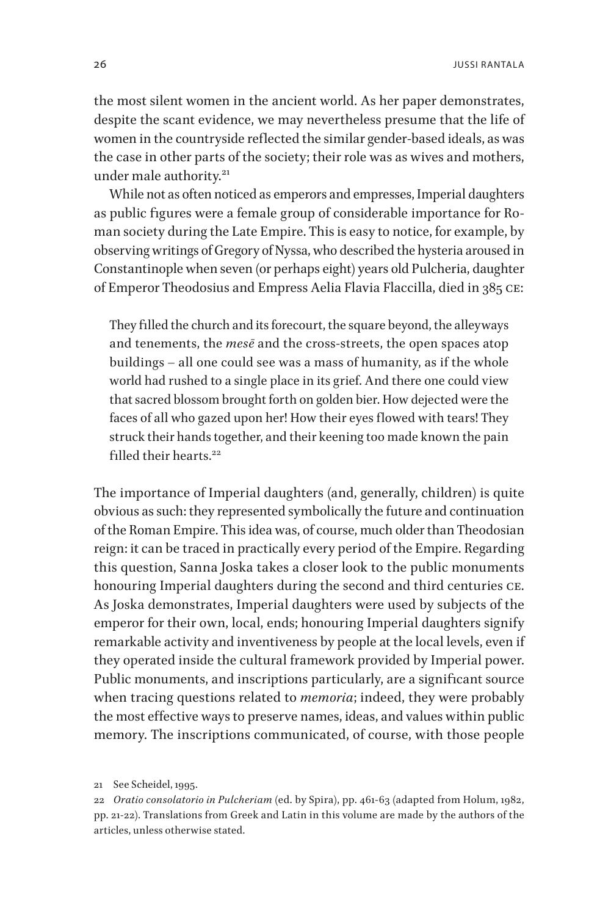the most silent women in the ancient world. As her paper demonstrates, despite the scant evidence, we may nevertheless presume that the life of women in the countryside reflected the similar gender-based ideals, as was the case in other parts of the society; their role was as wives and mothers, under male authority.[21]

While not as often noticed as emperors and empresses, Imperial daughters as public figures were a female group of considerable importance for Roman society during the Late Empire. This is easy to notice, for example, by observing writings of Gregory of Nyssa, who described the hysteria aroused in Constantinople when seven (or perhaps eight) years old Pulcheria, daughter of Emperor Theodosius and Empress Aelia Flavia Flaccilla, died in 385 CE:

> They filled the church and its forecourt, the square beyond, the alleyways and tenements, the *mesē* and the cross-streets, the open spaces atop buildings – all one could see was a mass of humanity, as if the whole world had rushed to a single place in its grief. And there one could view that sacred blossom brought forth on golden bier. How dejected were the faces of all who gazed upon her! How their eyes flowed with tears! They struck their hands together, and their keening too made known the pain filled their hearts.[22]

The importance of Imperial daughters (and, generally, children) is quite obvious as such: they represented symbolically the future and continuation of the Roman Empire. This idea was, of course, much older than Theodosian reign: it can be traced in practically every period of the Empire. Regarding this question, Sanna Joska takes a closer look to the public monuments honouring Imperial daughters during the second and third centuries CE. As Joska demonstrates, Imperial daughters were used by subjects of the emperor for their own, local, ends; honouring Imperial daughters signify remarkable activity and inventiveness by people at the local levels, even if they operated inside the cultural framework provided by Imperial power. Public monuments, and inscriptions particularly, are a significant source when tracing questions related to *memoria*; indeed, they were probably the most effective ways to preserve names, ideas, and values within public memory. The inscriptions communicated, of course, with those people

21 See Scheidel, 1995.

22 *Oratio consolatorio in Pulcheriam* (ed. by Spira), pp. 461-63 (adapted from Holum, 1982, pp. 21-22). Translations from Greek and Latin in this volume are made by the authors of the articles, unless otherwise stated.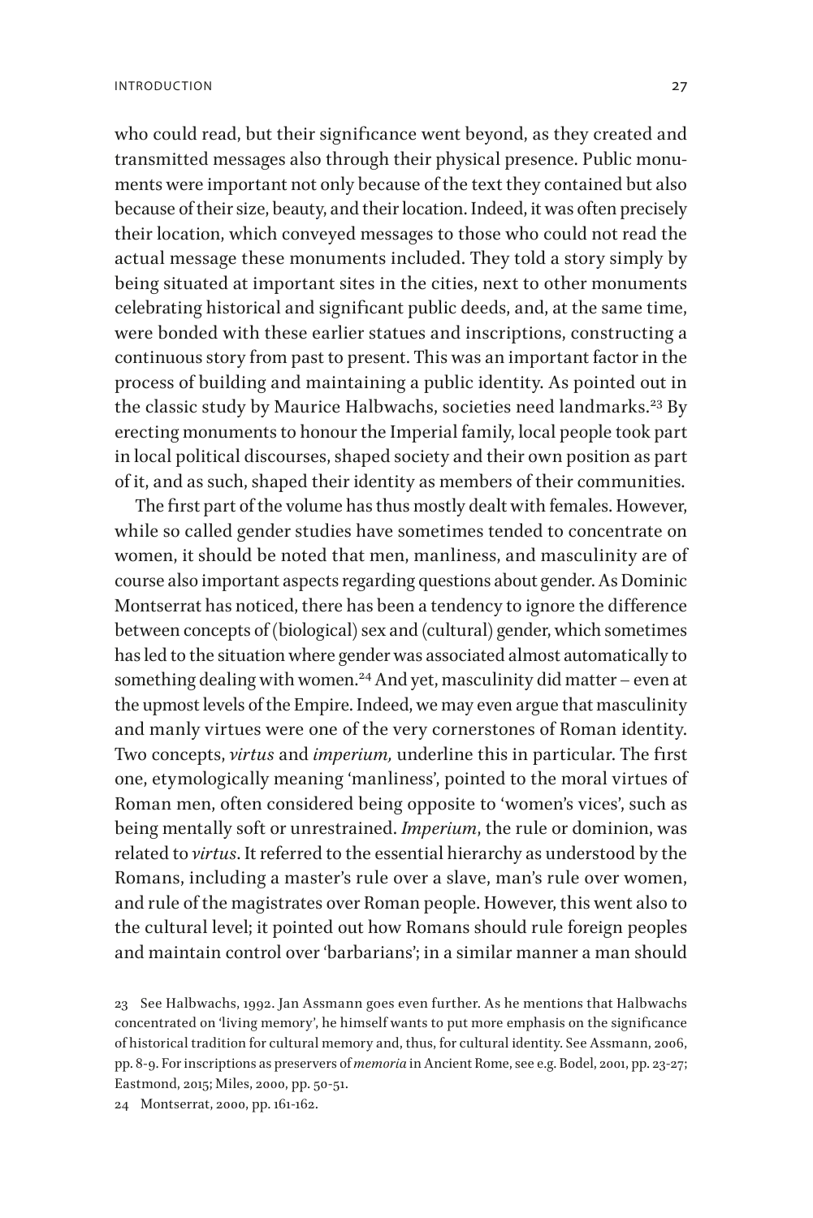who could read, but their significance went beyond, as they created and transmitted messages also through their physical presence. Public monuments were important not only because of the text they contained but also because of their size, beauty, and their location. Indeed, it was often precisely their location, which conveyed messages to those who could not read the actual message these monuments included. They told a story simply by being situated at important sites in the cities, next to other monuments celebrating historical and significant public deeds, and, at the same time, were bonded with these earlier statues and inscriptions, constructing a continuous story from past to present. This was an important factor in the process of building and maintaining a public identity. As pointed out in the classic study by Maurice Halbwachs, societies need landmarks.[23] By erecting monuments to honour the Imperial family, local people took part in local political discourses, shaped society and their own position as part of it, and as such, shaped their identity as members of their communities.

The first part of the volume has thus mostly dealt with females. However, while so called gender studies have sometimes tended to concentrate on women, it should be noted that men, manliness, and masculinity are of course also important aspects regarding questions about gender. As Dominic Montserrat has noticed, there has been a tendency to ignore the difference between concepts of (biological) sex and (cultural) gender, which sometimes has led to the situation where gender was associated almost automatically to something dealing with women.[24] And yet, masculinity did matter – even at the upmost levels of the Empire. Indeed, we may even argue that masculinity and manly virtues were one of the very cornerstones of Roman identity. Two concepts, *virtus* and *imperium,* underline this in particular. The first one, etymologically meaning 'manliness', pointed to the moral virtues of Roman men, often considered being opposite to 'women's vices', such as being mentally soft or unrestrained. *Imperium*, the rule or dominion, was related to *virtus*. It referred to the essential hierarchy as understood by the Romans, including a master's rule over a slave, man's rule over women, and rule of the magistrates over Roman people. However, this went also to the cultural level; it pointed out how Romans should rule foreign peoples and maintain control over 'barbarians'; in a similar manner a man should

23 See Halbwachs, 1992. Jan Assmann goes even further. As he mentions that Halbwachs concentrated on 'living memory', he himself wants to put more emphasis on the significance of historical tradition for cultural memory and, thus, for cultural identity. See Assmann, 2006, pp. 8-9. For inscriptions as preservers of *memoria* in Ancient Rome, see e.g. Bodel, 2001, pp. 23-27; Eastmond, 2015; Miles, 2000, pp. 50-51.

24 Montserrat, 2000, pp. 161-162.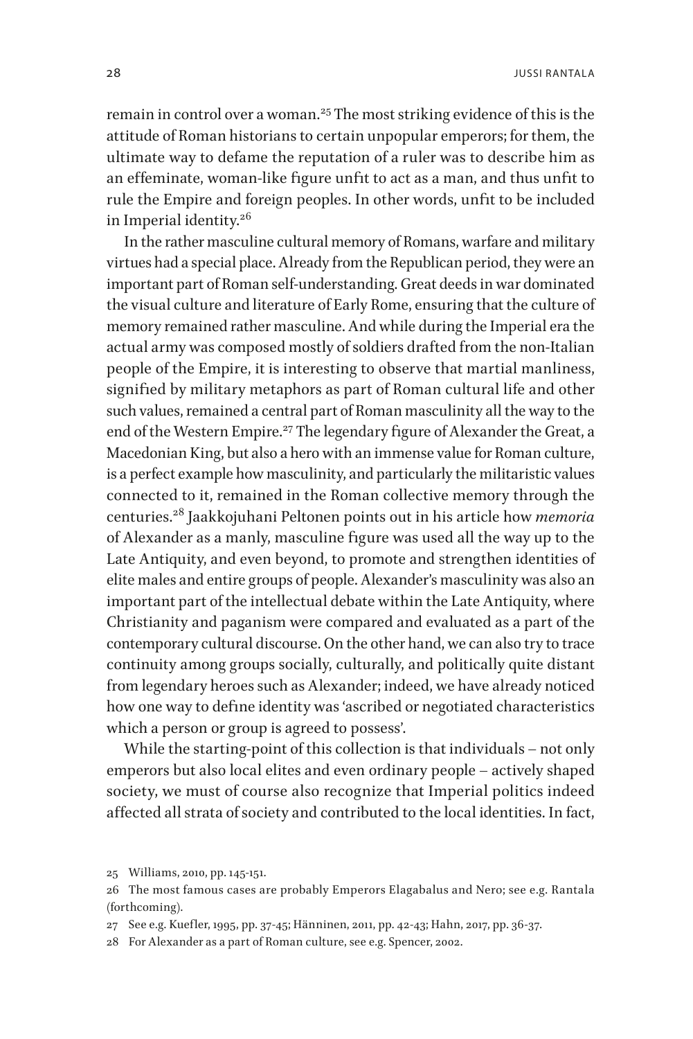remain in control over a woman.[25] The most striking evidence of this is the attitude of Roman historians to certain unpopular emperors; for them, the ultimate way to defame the reputation of a ruler was to describe him as an effeminate, woman-like figure unfit to act as a man, and thus unfit to rule the Empire and foreign peoples. In other words, unfit to be included in Imperial identity.[26]

In the rather masculine cultural memory of Romans, warfare and military virtues had a special place. Already from the Republican period, they were an important part of Roman self-understanding. Great deeds in war dominated the visual culture and literature of Early Rome, ensuring that the culture of memory remained rather masculine. And while during the Imperial era the actual army was composed mostly of soldiers drafted from the non-Italian people of the Empire, it is interesting to observe that martial manliness, signified by military metaphors as part of Roman cultural life and other such values, remained a central part of Roman masculinity all the way to the end of the Western Empire.[27] The legendary figure of Alexander the Great, a Macedonian King, but also a hero with an immense value for Roman culture, is a perfect example how masculinity, and particularly the militaristic values connected to it, remained in the Roman collective memory through the centuries.[28] Jaakkojuhani Peltonen points out in his article how *memoria* of Alexander as a manly, masculine figure was used all the way up to the Late Antiquity, and even beyond, to promote and strengthen identities of elite males and entire groups of people. Alexander's masculinity was also an important part of the intellectual debate within the Late Antiquity, where Christianity and paganism were compared and evaluated as a part of the contemporary cultural discourse. On the other hand, we can also try to trace continuity among groups socially, culturally, and politically quite distant from legendary heroes such as Alexander; indeed, we have already noticed how one way to define identity was 'ascribed or negotiated characteristics which a person or group is agreed to possess'.

While the starting-point of this collection is that individuals – not only emperors but also local elites and even ordinary people – actively shaped society, we must of course also recognize that Imperial politics indeed affected all strata of society and contributed to the local identities. In fact,

25 Williams, 2010, pp. 145-151.

26 The most famous cases are probably Emperors Elagabalus and Nero; see e.g. Rantala (forthcoming).

27 See e.g. Kuefler, 1995, pp. 37-45; Hänninen, 2011, pp. 42-43; Hahn, 2017, pp. 36-37.

28 For Alexander as a part of Roman culture, see e.g. Spencer, 2002.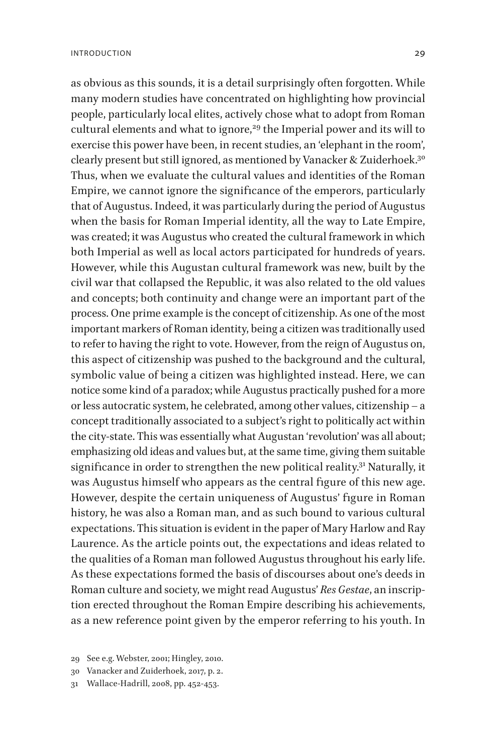as obvious as this sounds, it is a detail surprisingly often forgotten. While many modern studies have concentrated on highlighting how provincial people, particularly local elites, actively chose what to adopt from Roman cultural elements and what to ignore,[29] the Imperial power and its will to exercise this power have been, in recent studies, an 'elephant in the room', clearly present but still ignored, as mentioned by Vanacker & Zuiderhoek.[30] Thus, when we evaluate the cultural values and identities of the Roman Empire, we cannot ignore the significance of the emperors, particularly that of Augustus. Indeed, it was particularly during the period of Augustus when the basis for Roman Imperial identity, all the way to Late Empire, was created; it was Augustus who created the cultural framework in which both Imperial as well as local actors participated for hundreds of years. However, while this Augustan cultural framework was new, built by the civil war that collapsed the Republic, it was also related to the old values and concepts; both continuity and change were an important part of the process. One prime example is the concept of citizenship. As one of the most important markers of Roman identity, being a citizen was traditionally used to refer to having the right to vote. However, from the reign of Augustus on, this aspect of citizenship was pushed to the background and the cultural, symbolic value of being a citizen was highlighted instead. Here, we can notice some kind of a paradox; while Augustus practically pushed for a more or less autocratic system, he celebrated, among other values, citizenship – a concept traditionally associated to a subject's right to politically act within the city-state. This was essentially what Augustan 'revolution' was all about; emphasizing old ideas and values but, at the same time, giving them suitable significance in order to strengthen the new political reality.[31] Naturally, it was Augustus himself who appears as the central figure of this new age. However, despite the certain uniqueness of Augustus' figure in Roman history, he was also a Roman man, and as such bound to various cultural expectations. This situation is evident in the paper of Mary Harlow and Ray Laurence. As the article points out, the expectations and ideas related to the qualities of a Roman man followed Augustus throughout his early life. As these expectations formed the basis of discourses about one's deeds in Roman culture and society, we might read Augustus' *Res Gestae*, an inscription erected throughout the Roman Empire describing his achievements, as a new reference point given by the emperor referring to his youth. In

29 See e.g. Webster, 2001; Hingley, 2010.

30 Vanacker and Zuiderhoek, 2017, p. 2.

31 Wallace-Hadrill, 2008, pp. 452-453.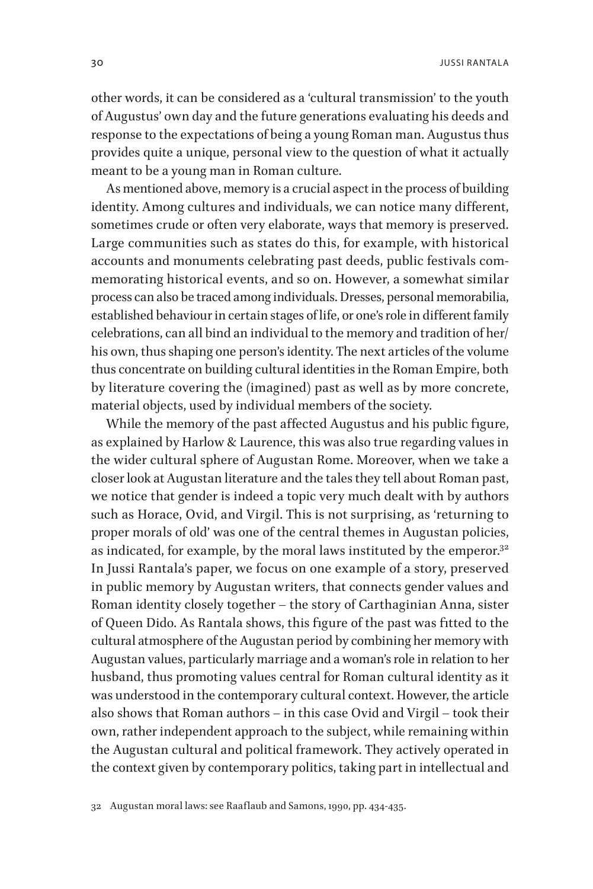other words, it can be considered as a 'cultural transmission' to the youth of Augustus' own day and the future generations evaluating his deeds and response to the expectations of being a young Roman man. Augustus thus provides quite a unique, personal view to the question of what it actually meant to be a young man in Roman culture.

As mentioned above, memory is a crucial aspect in the process of building identity. Among cultures and individuals, we can notice many different, sometimes crude or often very elaborate, ways that memory is preserved. Large communities such as states do this, for example, with historical accounts and monuments celebrating past deeds, public festivals commemorating historical events, and so on. However, a somewhat similar process can also be traced among individuals. Dresses, personal memorabilia, established behaviour in certain stages of life, or one's role in different family celebrations, can all bind an individual to the memory and tradition of her/his own, thus shaping one person's identity. The next articles of the volume thus concentrate on building cultural identities in the Roman Empire, both by literature covering the (imagined) past as well as by more concrete, material objects, used by individual members of the society.

While the memory of the past affected Augustus and his public figure, as explained by Harlow & Laurence, this was also true regarding values in the wider cultural sphere of Augustan Rome. Moreover, when we take a closer look at Augustan literature and the tales they tell about Roman past, we notice that gender is indeed a topic very much dealt with by authors such as Horace, Ovid, and Virgil. This is not surprising, as 'returning to proper morals of old' was one of the central themes in Augustan policies, as indicated, for example, by the moral laws instituted by the emperor.[32] In Jussi Rantala's paper, we focus on one example of a story, preserved in public memory by Augustan writers, that connects gender values and Roman identity closely together – the story of Carthaginian Anna, sister of Queen Dido. As Rantala shows, this figure of the past was fitted to the cultural atmosphere of the Augustan period by combining her memory with Augustan values, particularly marriage and a woman's role in relation to her husband, thus promoting values central for Roman cultural identity as it was understood in the contemporary cultural context. However, the article also shows that Roman authors – in this case Ovid and Virgil – took their own, rather independent approach to the subject, while remaining within the Augustan cultural and political framework. They actively operated in the context given by contemporary politics, taking part in intellectual and

32 Augustan moral laws: see Raaflaub and Samons, 1990, pp. 434-435.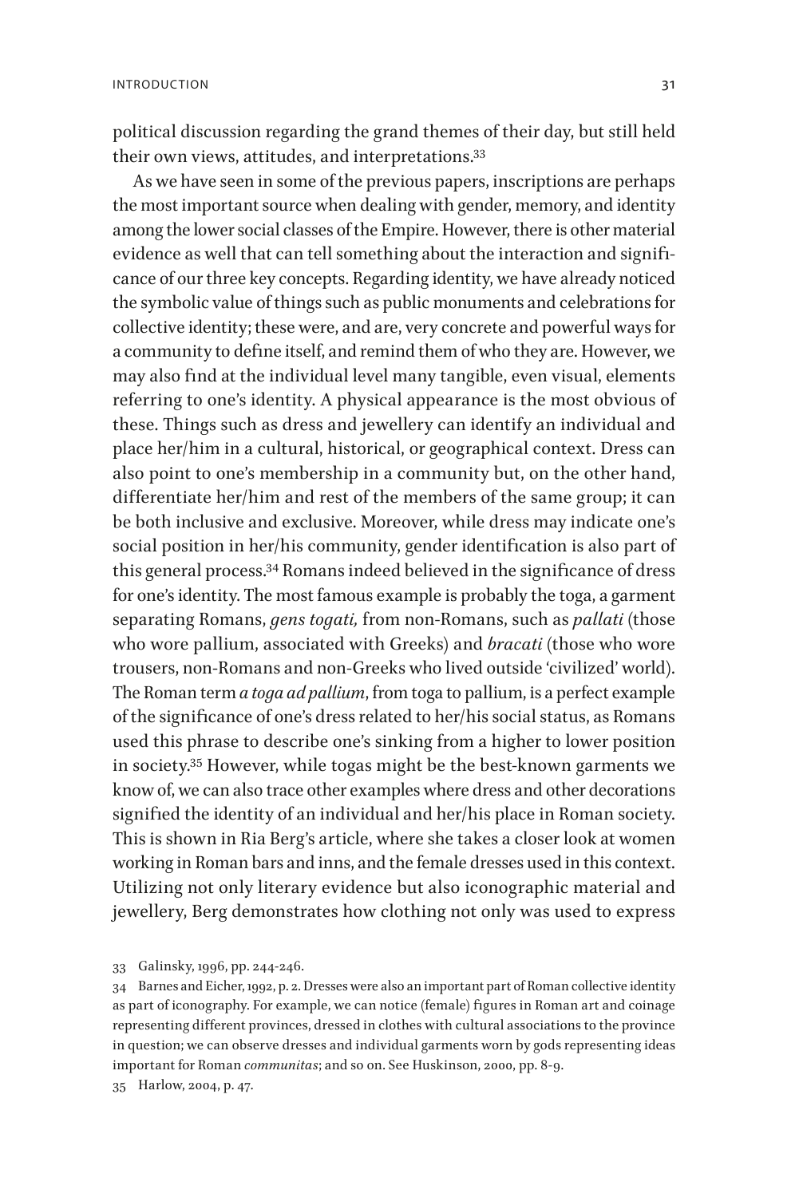political discussion regarding the grand themes of their day, but still held their own views, attitudes, and interpretations.[33]

As we have seen in some of the previous papers, inscriptions are perhaps the most important source when dealing with gender, memory, and identity among the lower social classes of the Empire. However, there is other material evidence as well that can tell something about the interaction and significance of our three key concepts. Regarding identity, we have already noticed the symbolic value of things such as public monuments and celebrations for collective identity; these were, and are, very concrete and powerful ways for a community to define itself, and remind them of who they are. However, we may also find at the individual level many tangible, even visual, elements referring to one's identity. A physical appearance is the most obvious of these. Things such as dress and jewellery can identify an individual and place her/him in a cultural, historical, or geographical context. Dress can also point to one's membership in a community but, on the other hand, differentiate her/him and rest of the members of the same group; it can be both inclusive and exclusive. Moreover, while dress may indicate one's social position in her/his community, gender identification is also part of this general process.[34] Romans indeed believed in the significance of dress for one's identity. The most famous example is probably the toga, a garment separating Romans, *gens togati,* from non-Romans, such as *pallati* (those who wore pallium, associated with Greeks) and *bracati* (those who wore trousers, non-Romans and non-Greeks who lived outside 'civilized' world). The Roman term *a toga ad pallium*, from toga to pallium, is a perfect example of the significance of one's dress related to her/his social status, as Romans used this phrase to describe one's sinking from a higher to lower position in society.[35] However, while togas might be the best-known garments we know of, we can also trace other examples where dress and other decorations signified the identity of an individual and her/his place in Roman society. This is shown in Ria Berg's article, where she takes a closer look at women working in Roman bars and inns, and the female dresses used in this context. Utilizing not only literary evidence but also iconographic material and jewellery, Berg demonstrates how clothing not only was used to express

33 Galinsky, 1996, pp. 244-246.

34 Barnes and Eicher, 1992, p. 2. Dresses were also an important part of Roman collective identity as part of iconography. For example, we can notice (female) figures in Roman art and coinage representing different provinces, dressed in clothes with cultural associations to the province in question; we can observe dresses and individual garments worn by gods representing ideas important for Roman *communitas*; and so on. See Huskinson, 2000, pp. 8-9.

35 Harlow, 2004, p. 47.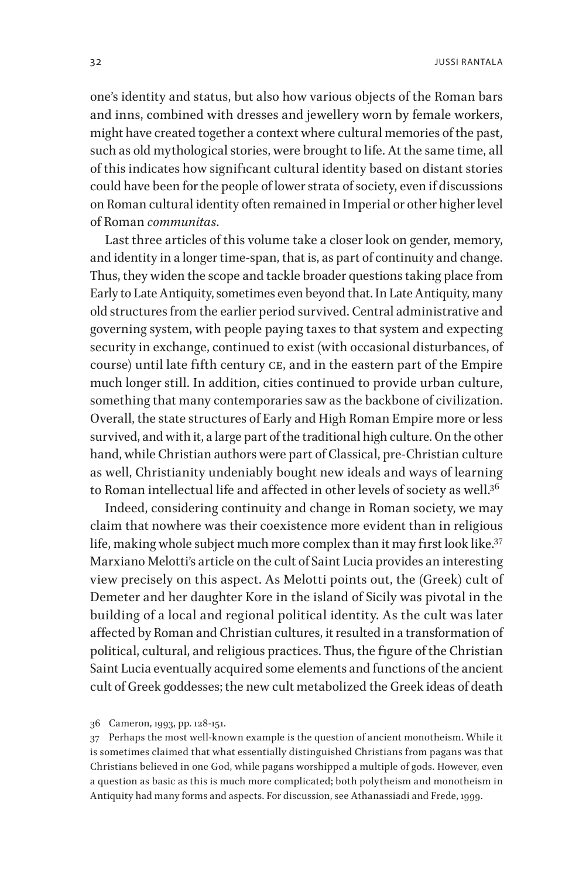one's identity and status, but also how various objects of the Roman bars and inns, combined with dresses and jewellery worn by female workers, might have created together a context where cultural memories of the past, such as old mythological stories, were brought to life. At the same time, all of this indicates how significant cultural identity based on distant stories could have been for the people of lower strata of society, even if discussions on Roman cultural identity often remained in Imperial or other higher level of Roman *communitas*.

Last three articles of this volume take a closer look on gender, memory, and identity in a longer time-span, that is, as part of continuity and change. Thus, they widen the scope and tackle broader questions taking place from Early to Late Antiquity, sometimes even beyond that. In Late Antiquity, many old structures from the earlier period survived. Central administrative and governing system, with people paying taxes to that system and expecting security in exchange, continued to exist (with occasional disturbances, of course) until late fifth century CE, and in the eastern part of the Empire much longer still. In addition, cities continued to provide urban culture, something that many contemporaries saw as the backbone of civilization. Overall, the state structures of Early and High Roman Empire more or less survived, and with it, a large part of the traditional high culture. On the other hand, while Christian authors were part of Classical, pre-Christian culture as well, Christianity undeniably bought new ideals and ways of learning to Roman intellectual life and affected in other levels of society as well.[36]

Indeed, considering continuity and change in Roman society, we may claim that nowhere was their coexistence more evident than in religious life, making whole subject much more complex than it may first look like.[37] Marxiano Melotti's article on the cult of Saint Lucia provides an interesting view precisely on this aspect. As Melotti points out, the (Greek) cult of Demeter and her daughter Kore in the island of Sicily was pivotal in the building of a local and regional political identity. As the cult was later affected by Roman and Christian cultures, it resulted in a transformation of political, cultural, and religious practices. Thus, the figure of the Christian Saint Lucia eventually acquired some elements and functions of the ancient cult of Greek goddesses; the new cult metabolized the Greek ideas of death

36 Cameron, 1993, pp. 128-151.

37 Perhaps the most well-known example is the question of ancient monotheism. While it is sometimes claimed that what essentially distinguished Christians from pagans was that Christians believed in one God, while pagans worshipped a multiple of gods. However, even a question as basic as this is much more complicated; both polytheism and monotheism in Antiquity had many forms and aspects. For discussion, see Athanassiadi and Frede, 1999.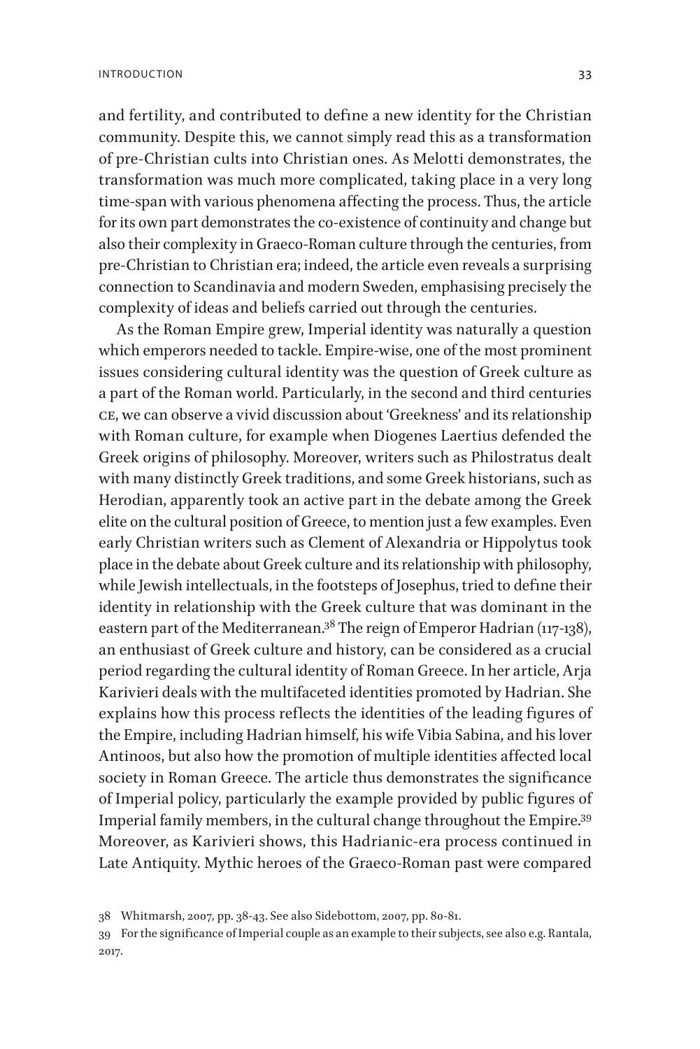and fertility, and contributed to define a new identity for the Christian community. Despite this, we cannot simply read this as a transformation of pre-Christian cults into Christian ones. As Melotti demonstrates, the transformation was much more complicated, taking place in a very long time-span with various phenomena affecting the process. Thus, the article for its own part demonstrates the co-existence of continuity and change but also their complexity in Graeco-Roman culture through the centuries, from pre-Christian to Christian era; indeed, the article even reveals a surprising connection to Scandinavia and modern Sweden, emphasising precisely the complexity of ideas and beliefs carried out through the centuries.

As the Roman Empire grew, Imperial identity was naturally a question which emperors needed to tackle. Empire-wise, one of the most prominent issues considering cultural identity was the question of Greek culture as a part of the Roman world. Particularly, in the second and third centuries CE, we can observe a vivid discussion about 'Greekness' and its relationship with Roman culture, for example when Diogenes Laertius defended the Greek origins of philosophy. Moreover, writers such as Philostratus dealt with many distinctly Greek traditions, and some Greek historians, such as Herodian, apparently took an active part in the debate among the Greek elite on the cultural position of Greece, to mention just a few examples. Even early Christian writers such as Clement of Alexandria or Hippolytus took place in the debate about Greek culture and its relationship with philosophy, while Jewish intellectuals, in the footsteps of Josephus, tried to define their identity in relationship with the Greek culture that was dominant in the eastern part of the Mediterranean.[38] The reign of Emperor Hadrian (117-138), an enthusiast of Greek culture and history, can be considered as a crucial period regarding the cultural identity of Roman Greece. In her article, Arja Karivieri deals with the multifaceted identities promoted by Hadrian. She explains how this process reflects the identities of the leading figures of the Empire, including Hadrian himself, his wife Vibia Sabina, and his lover Antinoos, but also how the promotion of multiple identities affected local society in Roman Greece. The article thus demonstrates the significance of Imperial policy, particularly the example provided by public figures of Imperial family members, in the cultural change throughout the Empire.[39] Moreover, as Karivieri shows, this Hadrianic-era process continued in Late Antiquity. Mythic heroes of the Graeco-Roman past were compared

38 Whitmarsh, 2007, pp. 38-43. See also Sidebottom, 2007, pp. 80-81.

39 For the significance of Imperial couple as an example to their subjects, see also e.g. Rantala, 2017.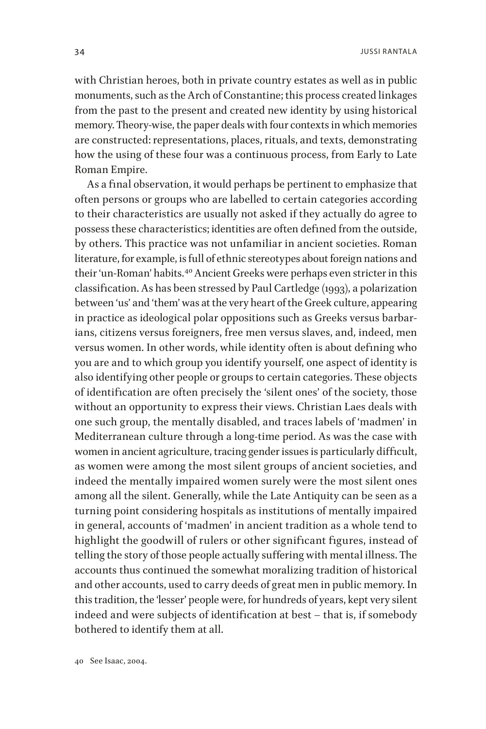with Christian heroes, both in private country estates as well as in public monuments, such as the Arch of Constantine; this process created linkages from the past to the present and created new identity by using historical memory. Theory-wise, the paper deals with four contexts in which memories are constructed: representations, places, rituals, and texts, demonstrating how the using of these four was a continuous process, from Early to Late Roman Empire.

As a final observation, it would perhaps be pertinent to emphasize that often persons or groups who are labelled to certain categories according to their characteristics are usually not asked if they actually do agree to possess these characteristics; identities are often defined from the outside, by others. This practice was not unfamiliar in ancient societies. Roman literature, for example, is full of ethnic stereotypes about foreign nations and their 'un-Roman' habits.[40] Ancient Greeks were perhaps even stricter in this classification. As has been stressed by Paul Cartledge (1993), a polarization between 'us' and 'them' was at the very heart of the Greek culture, appearing in practice as ideological polar oppositions such as Greeks versus barbarians, citizens versus foreigners, free men versus slaves, and, indeed, men versus women. In other words, while identity often is about defining who you are and to which group you identify yourself, one aspect of identity is also identifying other people or groups to certain categories. These objects of identification are often precisely the 'silent ones' of the society, those without an opportunity to express their views. Christian Laes deals with one such group, the mentally disabled, and traces labels of 'madmen' in Mediterranean culture through a long-time period. As was the case with women in ancient agriculture, tracing gender issues is particularly difficult, as women were among the most silent groups of ancient societies, and indeed the mentally impaired women surely were the most silent ones among all the silent. Generally, while the Late Antiquity can be seen as a turning point considering hospitals as institutions of mentally impaired in general, accounts of 'madmen' in ancient tradition as a whole tend to highlight the goodwill of rulers or other significant figures, instead of telling the story of those people actually suffering with mental illness. The accounts thus continued the somewhat moralizing tradition of historical and other accounts, used to carry deeds of great men in public memory. In this tradition, the 'lesser' people were, for hundreds of years, kept very silent indeed and were subjects of identification at best – that is, if somebody bothered to identify them at all.

40 See Isaac, 2004.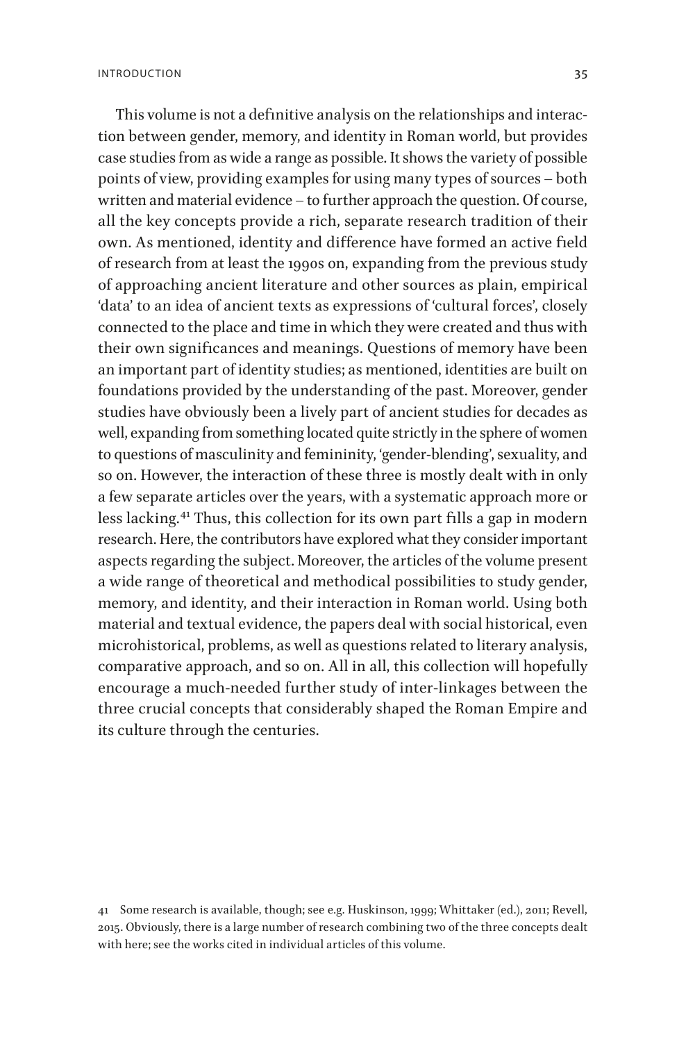This volume is not a definitive analysis on the relationships and interaction between gender, memory, and identity in Roman world, but provides case studies from as wide a range as possible. It shows the variety of possible points of view, providing examples for using many types of sources – both written and material evidence – to further approach the question. Of course, all the key concepts provide a rich, separate research tradition of their own. As mentioned, identity and difference have formed an active field of research from at least the 1990s on, expanding from the previous study of approaching ancient literature and other sources as plain, empirical 'data' to an idea of ancient texts as expressions of 'cultural forces', closely connected to the place and time in which they were created and thus with their own significances and meanings. Questions of memory have been an important part of identity studies; as mentioned, identities are built on foundations provided by the understanding of the past. Moreover, gender studies have obviously been a lively part of ancient studies for decades as well, expanding from something located quite strictly in the sphere of women to questions of masculinity and femininity, 'gender-blending', sexuality, and so on. However, the interaction of these three is mostly dealt with in only a few separate articles over the years, with a systematic approach more or less lacking.[41] Thus, this collection for its own part fills a gap in modern research. Here, the contributors have explored what they consider important aspects regarding the subject. Moreover, the articles of the volume present a wide range of theoretical and methodical possibilities to study gender, memory, and identity, and their interaction in Roman world. Using both material and textual evidence, the papers deal with social historical, even microhistorical, problems, as well as questions related to literary analysis, comparative approach, and so on. All in all, this collection will hopefully encourage a much-needed further study of inter-linkages between the three crucial concepts that considerably shaped the Roman Empire and its culture through the centuries.

41 Some research is available, though; see e.g. Huskinson, 1999; Whittaker (ed.), 2011; Revell, 2015. Obviously, there is a large number of research combining two of the three concepts dealt with here; see the works cited in individual articles of this volume.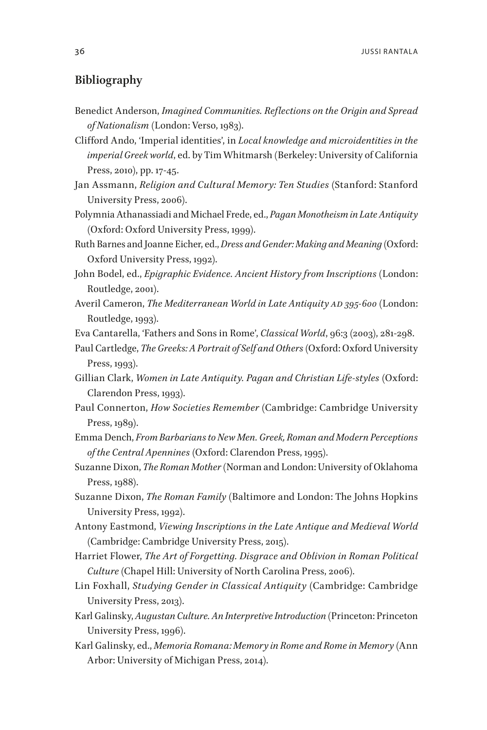## Bibliography

Benedict Anderson, *Imagined Communities. Reflections on the Origin and Spread of Nationalism* (London: Verso, 1983).

Clifford Ando, 'Imperial identities', in *Local knowledge and microidentities in the imperial Greek world*, ed. by Tim Whitmarsh (Berkeley: University of California Press, 2010), pp. 17-45.

Jan Assmann, *Religion and Cultural Memory: Ten Studies* (Stanford: Stanford University Press, 2006).

Polymnia Athanassiadi and Michael Frede, ed., *Pagan Monotheism in Late Antiquity* (Oxford: Oxford University Press, 1999).

Ruth Barnes and Joanne Eicher, ed., *Dress and Gender: Making and Meaning* (Oxford: Oxford University Press, 1992).

John Bodel, ed., *Epigraphic Evidence. Ancient History from Inscriptions* (London: Routledge, 2001).

Averil Cameron, *The Mediterranean World in Late Antiquity AD 395-600* (London: Routledge, 1993).

Eva Cantarella, 'Fathers and Sons in Rome', *Classical World*, 96:3 (2003), 281-298.

Paul Cartledge, *The Greeks: A Portrait of Self and Others* (Oxford: Oxford University Press, 1993).

Gillian Clark, *Women in Late Antiquity. Pagan and Christian Life-styles* (Oxford: Clarendon Press, 1993).

Paul Connerton, *How Societies Remember* (Cambridge: Cambridge University Press, 1989).

Emma Dench, *From Barbarians to New Men. Greek, Roman and Modern Perceptions of the Central Apennines* (Oxford: Clarendon Press, 1995).

Suzanne Dixon, *The Roman Mother* (Norman and London: University of Oklahoma Press, 1988).

Suzanne Dixon, *The Roman Family* (Baltimore and London: The Johns Hopkins University Press, 1992).

Antony Eastmond, *Viewing Inscriptions in the Late Antique and Medieval World* (Cambridge: Cambridge University Press, 2015).

Harriet Flower, *The Art of Forgetting. Disgrace and Oblivion in Roman Political Culture* (Chapel Hill: University of North Carolina Press, 2006).

Lin Foxhall, *Studying Gender in Classical Antiquity* (Cambridge: Cambridge University Press, 2013).

Karl Galinsky, *Augustan Culture. An Interpretive Introduction* (Princeton: Princeton University Press, 1996).

Karl Galinsky, ed., *Memoria Romana: Memory in Rome and Rome in Memory* (Ann Arbor: University of Michigan Press, 2014).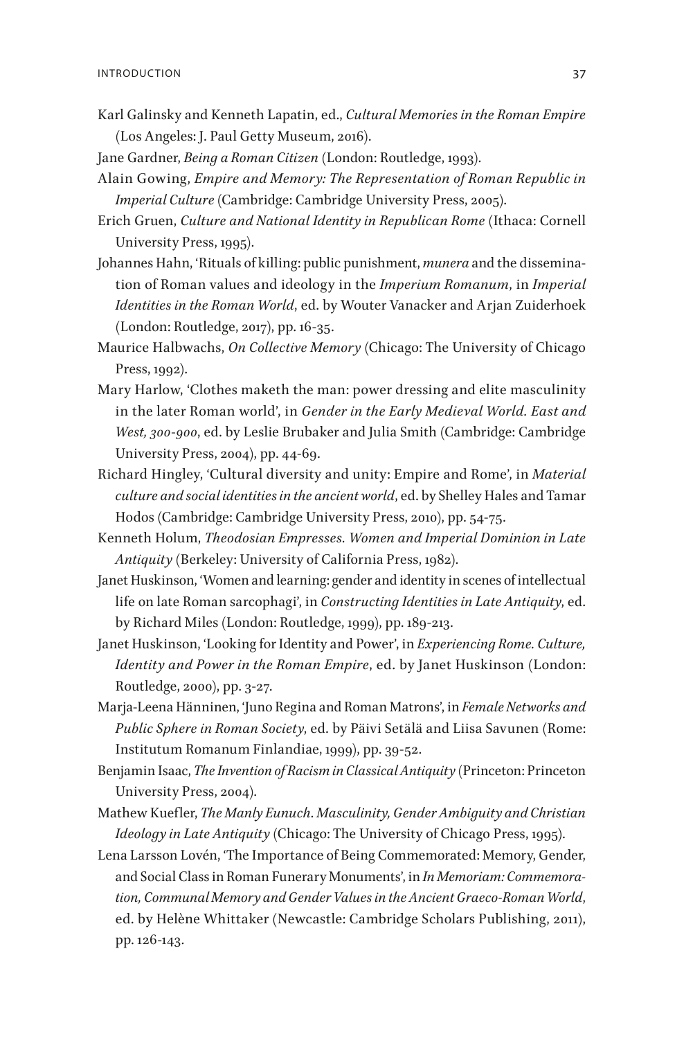Karl Galinsky and Kenneth Lapatin, ed., *Cultural Memories in the Roman Empire* (Los Angeles: J. Paul Getty Museum, 2016).

Jane Gardner, *Being a Roman Citizen* (London: Routledge, 1993).

Alain Gowing, *Empire and Memory: The Representation of Roman Republic in Imperial Culture* (Cambridge: Cambridge University Press, 2005).

Erich Gruen, *Culture and National Identity in Republican Rome* (Ithaca: Cornell University Press, 1995).

Johannes Hahn, 'Rituals of killing: public punishment, *munera* and the dissemination of Roman values and ideology in the *Imperium Romanum*, in *Imperial Identities in the Roman World*, ed. by Wouter Vanacker and Arjan Zuiderhoek (London: Routledge, 2017), pp. 16-35.

Maurice Halbwachs, *On Collective Memory* (Chicago: The University of Chicago Press, 1992).

Mary Harlow, 'Clothes maketh the man: power dressing and elite masculinity in the later Roman world', in *Gender in the Early Medieval World. East and West, 300-900*, ed. by Leslie Brubaker and Julia Smith (Cambridge: Cambridge University Press, 2004), pp. 44-69.

Richard Hingley, 'Cultural diversity and unity: Empire and Rome', in *Material culture and social identities in the ancient world*, ed. by Shelley Hales and Tamar Hodos (Cambridge: Cambridge University Press, 2010), pp. 54-75.

Kenneth Holum, *Theodosian Empresses. Women and Imperial Dominion in Late Antiquity* (Berkeley: University of California Press, 1982).

Janet Huskinson, 'Women and learning: gender and identity in scenes of intellectual life on late Roman sarcophagi', in *Constructing Identities in Late Antiquity*, ed. by Richard Miles (London: Routledge, 1999), pp. 189-213.

Janet Huskinson, 'Looking for Identity and Power', in *Experiencing Rome. Culture, Identity and Power in the Roman Empire*, ed. by Janet Huskinson (London: Routledge, 2000), pp. 3-27.

Marja-Leena Hänninen, 'Juno Regina and Roman Matrons', in *Female Networks and Public Sphere in Roman Society*, ed. by Päivi Setälä and Liisa Savunen (Rome: Institutum Romanum Finlandiae, 1999), pp. 39-52.

Benjamin Isaac, *The Invention of Racism in Classical Antiquity* (Princeton: Princeton University Press, 2004).

Mathew Kuefler, *The Manly Eunuch. Masculinity, Gender Ambiguity and Christian Ideology in Late Antiquity* (Chicago: The University of Chicago Press, 1995).

Lena Larsson Lovén, 'The Importance of Being Commemorated: Memory, Gender, and Social Class in Roman Funerary Monuments', in *In Memoriam: Commemoration, Communal Memory and Gender Values in the Ancient Graeco-Roman World*, ed. by Helène Whittaker (Newcastle: Cambridge Scholars Publishing, 2011), pp. 126-143.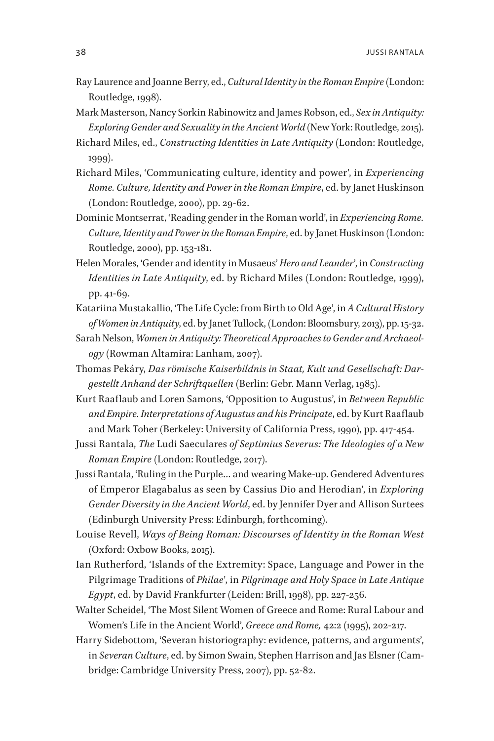Ray Laurence and Joanne Berry, ed., *Cultural Identity in the Roman Empire* (London: Routledge, 1998).

Mark Masterson, Nancy Sorkin Rabinowitz and James Robson, ed., *Sex in Antiquity: Exploring Gender and Sexuality in the Ancient World* (New York: Routledge, 2015).

Richard Miles, ed., *Constructing Identities in Late Antiquity* (London: Routledge, 1999).

Richard Miles, 'Communicating culture, identity and power', in *Experiencing Rome. Culture, Identity and Power in the Roman Empire*, ed. by Janet Huskinson (London: Routledge, 2000), pp. 29-62.

Dominic Montserrat, 'Reading gender in the Roman world', in *Experiencing Rome. Culture, Identity and Power in the Roman Empire*, ed. by Janet Huskinson (London: Routledge, 2000), pp. 153-181.

Helen Morales, 'Gender and identity in Musaeus' *Hero and Leander*', in *Constructing Identities in Late Antiquity*, ed. by Richard Miles (London: Routledge, 1999), pp. 41-69.

Katariina Mustakallio, 'The Life Cycle: from Birth to Old Age', in *A Cultural History of Women in Antiquity*, ed. by Janet Tullock, (London: Bloomsbury, 2013), pp. 15-32.

Sarah Nelson, *Women in Antiquity: Theoretical Approaches to Gender and Archaeology* (Rowman Altamira: Lanham, 2007).

Thomas Pekáry, *Das römische Kaiserbildnis in Staat, Kult und Gesellschaft: Dargestellt Anhand der Schriftquellen* (Berlin: Gebr. Mann Verlag, 1985).

Kurt Raaflaub and Loren Samons, 'Opposition to Augustus', in *Between Republic and Empire. Interpretations of Augustus and his Principate*, ed. by Kurt Raaflaub and Mark Toher (Berkeley: University of California Press, 1990), pp. 417-454.

Jussi Rantala, *The* Ludi Saeculares *of Septimius Severus: The Ideologies of a New Roman Empire* (London: Routledge, 2017).

Jussi Rantala, 'Ruling in the Purple… and wearing Make-up. Gendered Adventures of Emperor Elagabalus as seen by Cassius Dio and Herodian', in *Exploring Gender Diversity in the Ancient World*, ed. by Jennifer Dyer and Allison Surtees (Edinburgh University Press: Edinburgh, forthcoming).

Louise Revell, *Ways of Being Roman: Discourses of Identity in the Roman West* (Oxford: Oxbow Books, 2015).

Ian Rutherford, 'Islands of the Extremity: Space, Language and Power in the Pilgrimage Traditions of *Philae*', in *Pilgrimage and Holy Space in Late Antique Egypt*, ed. by David Frankfurter (Leiden: Brill, 1998), pp. 227-256.

Walter Scheidel, 'The Most Silent Women of Greece and Rome: Rural Labour and Women's Life in the Ancient World', *Greece and Rome,* 42:2 (1995), 202-217.

Harry Sidebottom, 'Severan historiography: evidence, patterns, and arguments', in *Severan Culture*, ed. by Simon Swain, Stephen Harrison and Jas Elsner (Cambridge: Cambridge University Press, 2007), pp. 52-82.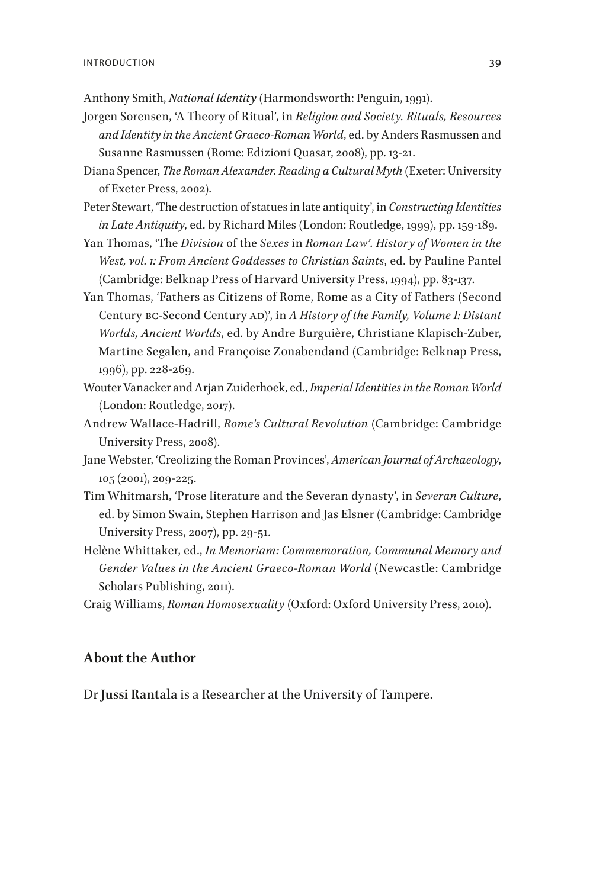Anthony Smith, *National Identity* (Harmondsworth: Penguin, 1991).

Jorgen Sorensen, 'A Theory of Ritual', in *Religion and Society. Rituals, Resources and Identity in the Ancient Graeco-Roman World*, ed. by Anders Rasmussen and Susanne Rasmussen (Rome: Edizioni Quasar, 2008), pp. 13-21.

Diana Spencer, *The Roman Alexander. Reading a Cultural Myth* (Exeter: University of Exeter Press, 2002).

Peter Stewart, 'The destruction of statues in late antiquity', in *Constructing Identities in Late Antiquity*, ed. by Richard Miles (London: Routledge, 1999), pp. 159-189.

Yan Thomas, 'The *Division* of the *Sexes* in *Roman Law*'. *History of Women in the West, vol. 1: From Ancient Goddesses to Christian Saints*, ed. by Pauline Pantel (Cambridge: Belknap Press of Harvard University Press, 1994), pp. 83-137.

Yan Thomas, 'Fathers as Citizens of Rome, Rome as a City of Fathers (Second Century BC-Second Century AD)', in *A History of the Family, Volume I: Distant Worlds, Ancient Worlds*, ed. by Andre Burguière, Christiane Klapisch-Zuber, Martine Segalen, and Françoise Zonabendand (Cambridge: Belknap Press, 1996), pp. 228-269.

Wouter Vanacker and Arjan Zuiderhoek, ed., *Imperial Identities in the Roman World* (London: Routledge, 2017).

Andrew Wallace-Hadrill, *Rome's Cultural Revolution* (Cambridge: Cambridge University Press, 2008).

Jane Webster, 'Creolizing the Roman Provinces', *American Journal of Archaeology*, 105 (2001), 209-225.

Tim Whitmarsh, 'Prose literature and the Severan dynasty', in *Severan Culture*, ed. by Simon Swain, Stephen Harrison and Jas Elsner (Cambridge: Cambridge University Press, 2007), pp. 29-51.

Helène Whittaker, ed., *In Memoriam: Commemoration, Communal Memory and Gender Values in the Ancient Graeco-Roman World* (Newcastle: Cambridge Scholars Publishing, 2011).

Craig Williams, *Roman Homosexuality* (Oxford: Oxford University Press, 2010).

## About the Author

Dr **Jussi Rantala** is a Researcher at the University of Tampere.